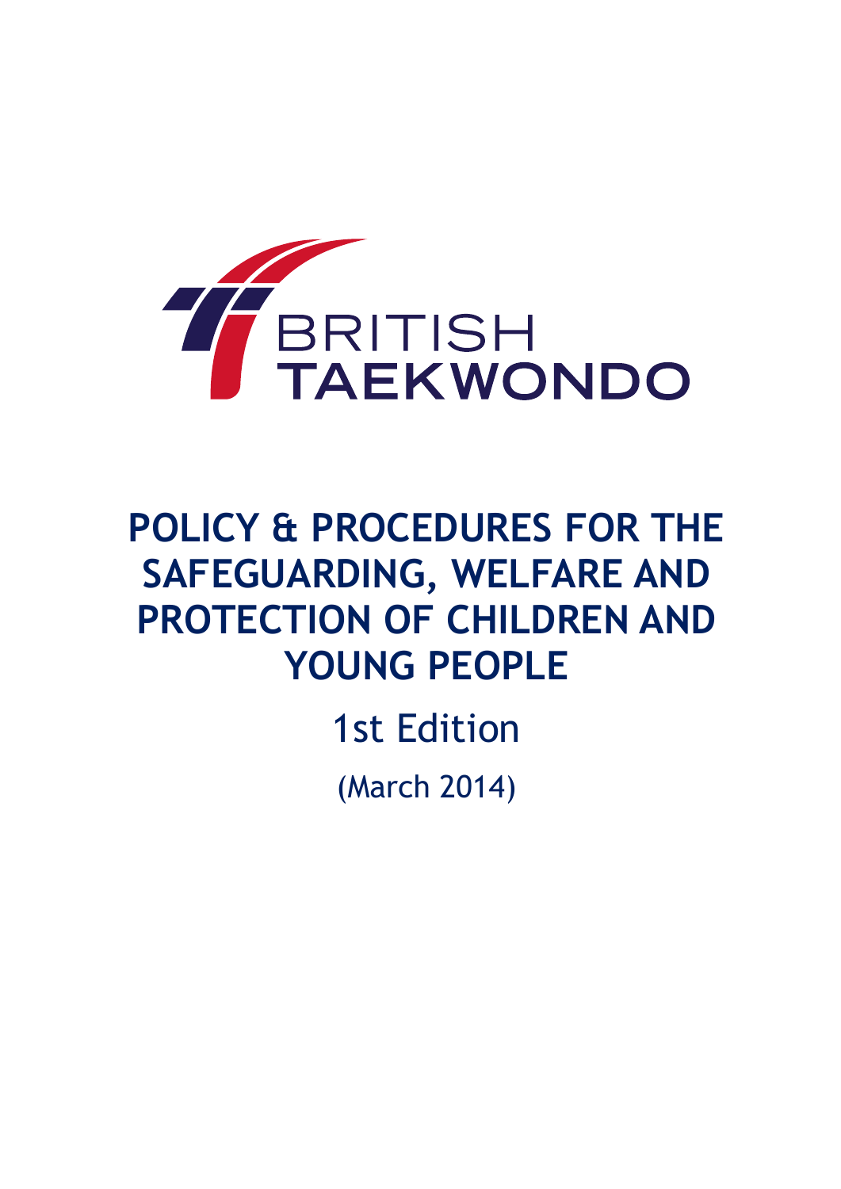BRITISH TAEKWONDO

# POLICY & PROCEDURES FOR THE SAFEGUARDING, WELFARE AND PROTECTION OF CHILDREN AND YOUNG PEOPLE

1st Edition

(March 2014)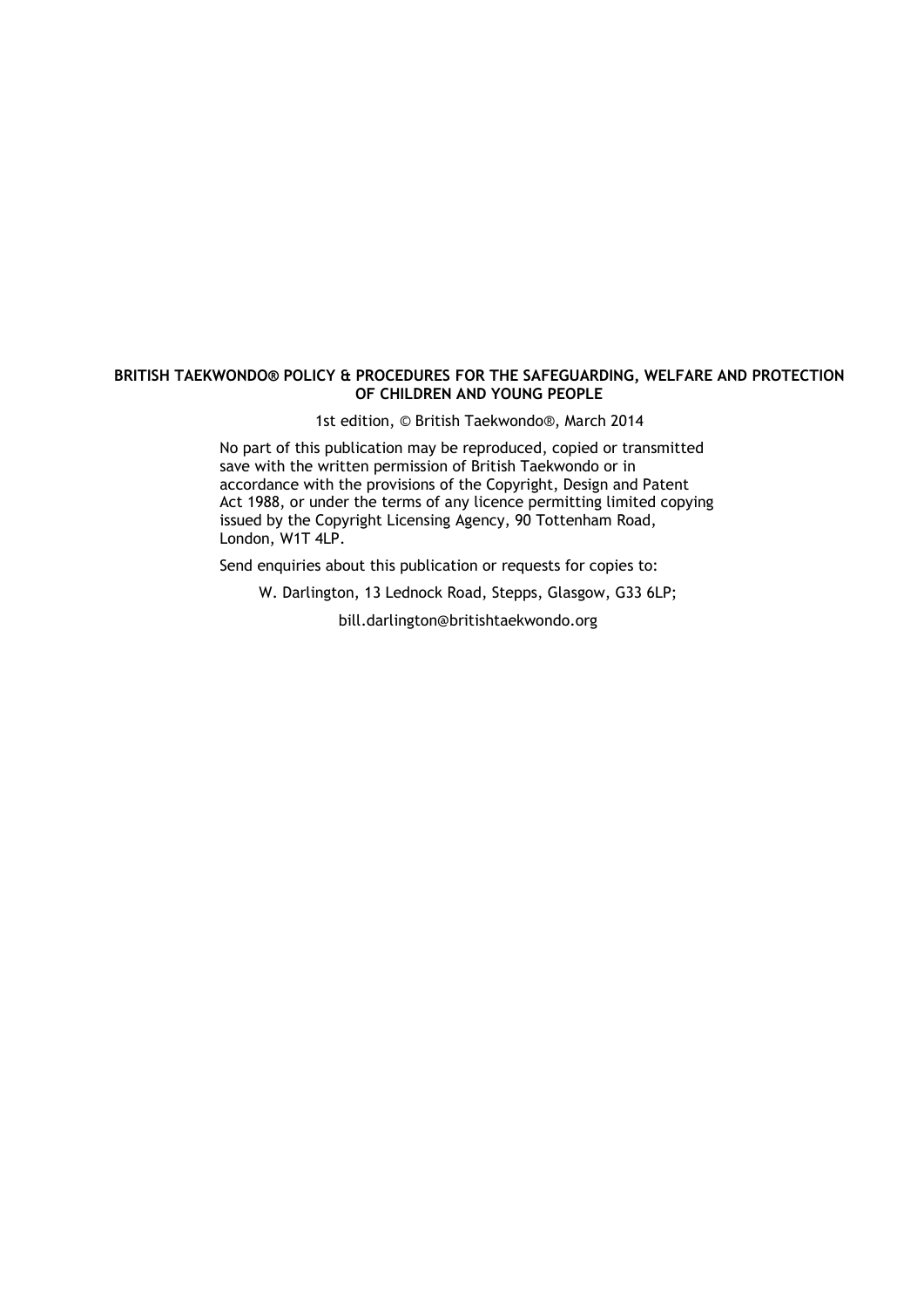**BRITISH TAEKWONDO® POLICY & PROCEDURES FOR THE SAFEGUARDING, WELFARE AND PROTECTION OF CHILDREN AND YOUNG PEOPLE**

1st edition, © British Taekwondo®, March 2014

No part of this publication may be reproduced, copied or transmitted save with the written permission of British Taekwondo or in accordance with the provisions of the Copyright, Design and Patent Act 1988, or under the terms of any licence permitting limited copying issued by the Copyright Licensing Agency, 90 Tottenham Road, London, W1T 4LP.

Send enquiries about this publication or requests for copies to:

W. Darlington, 13 Lednock Road, Stepps, Glasgow, G33 6LP;

bill.darlington@britishtaekwondo.org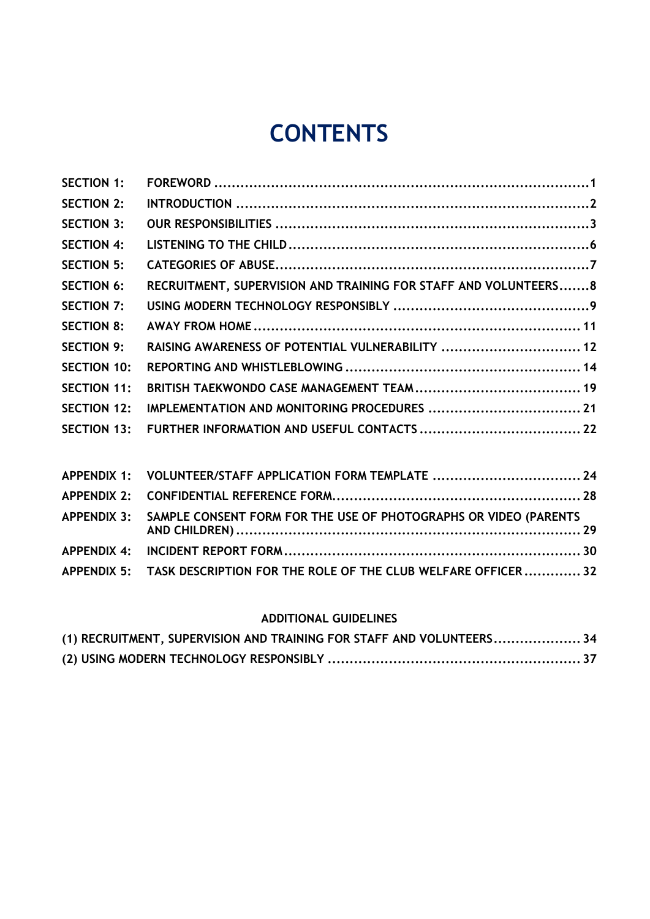# CONTENTS

| | | |
|---|---|---|
| SECTION 1: | FOREWORD | 1 |
| SECTION 2: | INTRODUCTION | 2 |
| SECTION 3: | OUR RESPONSIBILITIES | 3 |
| SECTION 4: | LISTENING TO THE CHILD | 6 |
| SECTION 5: | CATEGORIES OF ABUSE | 7 |
| SECTION 6: | RECRUITMENT, SUPERVISION AND TRAINING FOR STAFF AND VOLUNTEERS | 8 |
| SECTION 7: | USING MODERN TECHNOLOGY RESPONSIBLY | 9 |
| SECTION 8: | AWAY FROM HOME | 11 |
| SECTION 9: | RAISING AWARENESS OF POTENTIAL VULNERABILITY | 12 |
| SECTION 10: | REPORTING AND WHISTLEBLOWING | 14 |
| SECTION 11: | BRITISH TAEKWONDO CASE MANAGEMENT TEAM | 19 |
| SECTION 12: | IMPLEMENTATION AND MONITORING PROCEDURES | 21 |
| SECTION 13: | FURTHER INFORMATION AND USEFUL CONTACTS | 22 |
| | | |
| APPENDIX 1: | VOLUNTEER/STAFF APPLICATION FORM TEMPLATE | 24 |
| APPENDIX 2: | CONFIDENTIAL REFERENCE FORM | 28 |
| APPENDIX 3: | SAMPLE CONSENT FORM FOR THE USE OF PHOTOGRAPHS OR VIDEO (PARENTS AND CHILDREN) | 29 |
| APPENDIX 4: | INCIDENT REPORT FORM | 30 |
| APPENDIX 5: | TASK DESCRIPTION FOR THE ROLE OF THE CLUB WELFARE OFFICER | 32 |

**ADDITIONAL GUIDELINES**

| | |
|---|---|
| (1) RECRUITMENT, SUPERVISION AND TRAINING FOR STAFF AND VOLUNTEERS | 34 |
| (2) USING MODERN TECHNOLOGY RESPONSIBLY | 37 |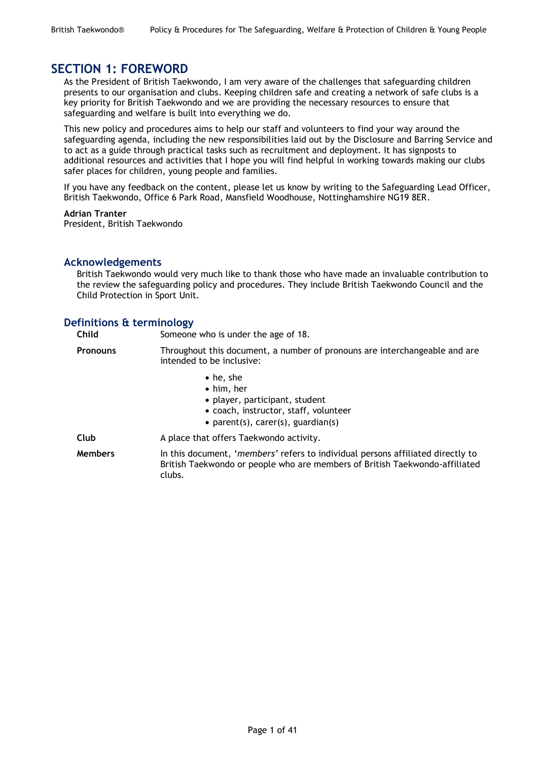# SECTION 1: FOREWORD

As the President of British Taekwondo, I am very aware of the challenges that safeguarding children presents to our organisation and clubs. Keeping children safe and creating a network of safe clubs is a key priority for British Taekwondo and we are providing the necessary resources to ensure that safeguarding and welfare is built into everything we do.

This new policy and procedures aims to help our staff and volunteers to find your way around the safeguarding agenda, including the new responsibilities laid out by the Disclosure and Barring Service and to act as a guide through practical tasks such as recruitment and deployment. It has signposts to additional resources and activities that I hope you will find helpful in working towards making our clubs safer places for children, young people and families.

If you have any feedback on the content, please let us know by writing to the Safeguarding Lead Officer, British Taekwondo, Office 6 Park Road, Mansfield Woodhouse, Nottinghamshire NG19 8ER.

**Adrian Tranter**
President, British Taekwondo

## Acknowledgements

British Taekwondo would very much like to thank those who have made an invaluable contribution to the review the safeguarding policy and procedures. They include British Taekwondo Council and the Child Protection in Sport Unit.

## Definitions & terminology

**Child** — Someone who is under the age of 18.

**Pronouns** — Throughout this document, a number of pronouns are interchangeable and are intended to be inclusive:

- he, she
- him, her
- player, participant, student
- coach, instructor, staff, volunteer
- parent(s), carer(s), guardian(s)

**Club** — A place that offers Taekwondo activity.

**Members** — In this document, '*members*' refers to individual persons affiliated directly to British Taekwondo or people who are members of British Taekwondo-affiliated clubs.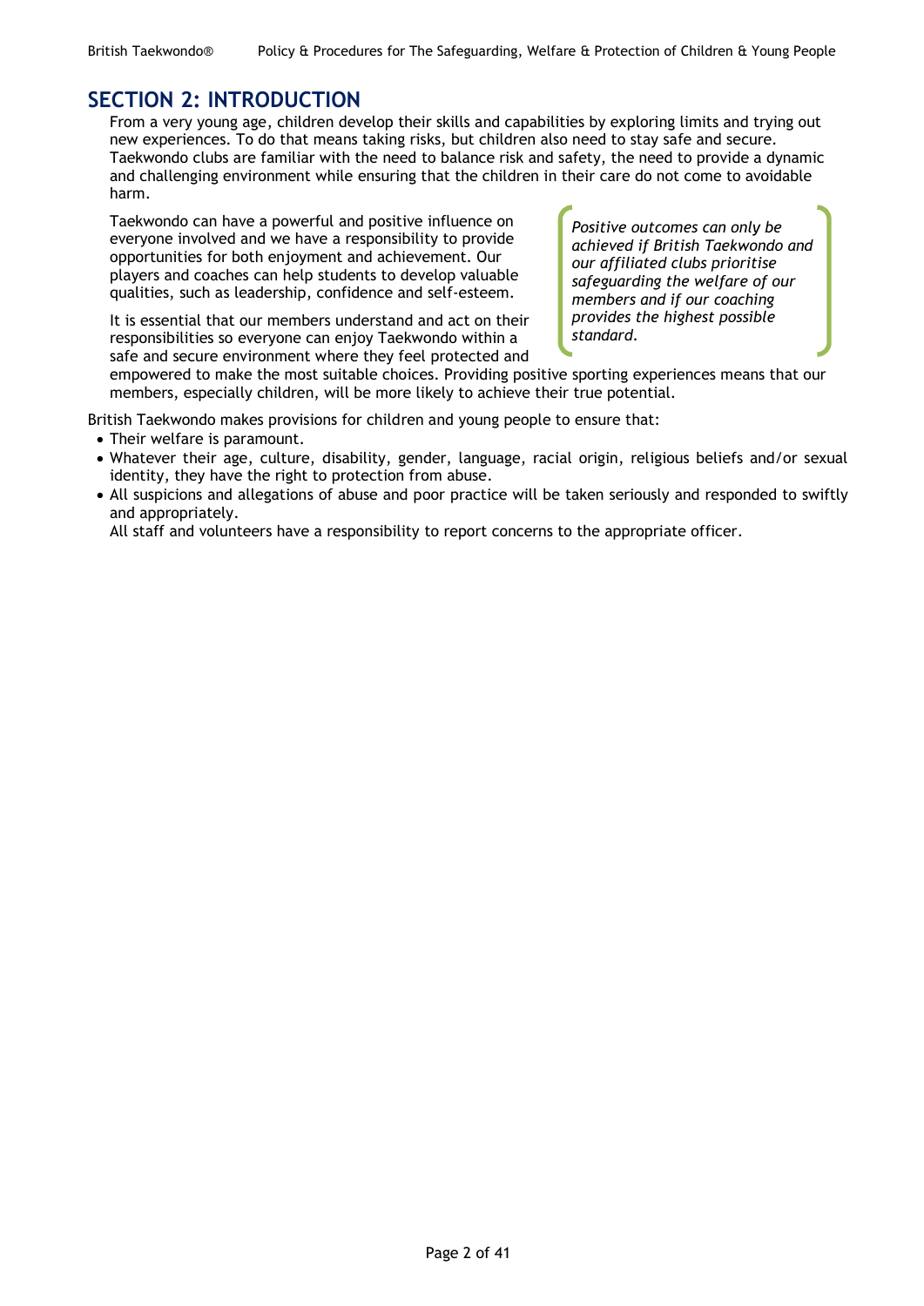## SECTION 2: INTRODUCTION

From a very young age, children develop their skills and capabilities by exploring limits and trying out new experiences. To do that means taking risks, but children also need to stay safe and secure. Taekwondo clubs are familiar with the need to balance risk and safety, the need to provide a dynamic and challenging environment while ensuring that the children in their care do not come to avoidable harm.

Taekwondo can have a powerful and positive influence on everyone involved and we have a responsibility to provide opportunities for both enjoyment and achievement. Our players and coaches can help students to develop valuable qualities, such as leadership, confidence and self-esteem.

> *Positive outcomes can only be achieved if British Taekwondo and our affiliated clubs prioritise safeguarding the welfare of our members and if our coaching provides the highest possible standard.*

It is essential that our members understand and act on their responsibilities so everyone can enjoy Taekwondo within a safe and secure environment where they feel protected and empowered to make the most suitable choices. Providing positive sporting experiences means that our members, especially children, will be more likely to achieve their true potential.

British Taekwondo makes provisions for children and young people to ensure that:

- Their welfare is paramount.
- Whatever their age, culture, disability, gender, language, racial origin, religious beliefs and/or sexual identity, they have the right to protection from abuse.
- All suspicions and allegations of abuse and poor practice will be taken seriously and responded to swiftly and appropriately.
  All staff and volunteers have a responsibility to report concerns to the appropriate officer.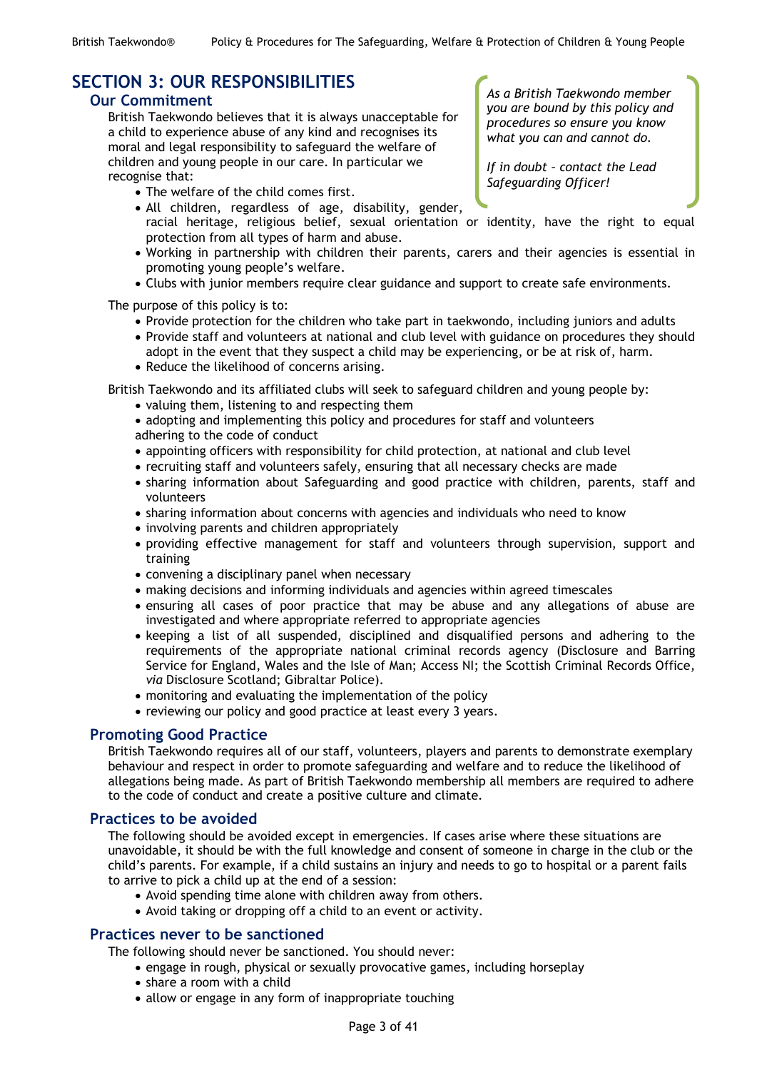# SECTION 3: OUR RESPONSIBILITIES

## Our Commitment

> *As a British Taekwondo member you are bound by this policy and procedures so ensure you know what you can and cannot do.*
>
> *If in doubt – contact the Lead Safeguarding Officer!*

British Taekwondo believes that it is always unacceptable for a child to experience abuse of any kind and recognises its moral and legal responsibility to safeguard the welfare of children and young people in our care. In particular we recognise that:

- The welfare of the child comes first.
- All children, regardless of age, disability, gender, racial heritage, religious belief, sexual orientation or identity, have the right to equal protection from all types of harm and abuse.
- Working in partnership with children their parents, carers and their agencies is essential in promoting young people's welfare.
- Clubs with junior members require clear guidance and support to create safe environments.

The purpose of this policy is to:

- Provide protection for the children who take part in taekwondo, including juniors and adults
- Provide staff and volunteers at national and club level with guidance on procedures they should adopt in the event that they suspect a child may be experiencing, or be at risk of, harm.
- Reduce the likelihood of concerns arising.

British Taekwondo and its affiliated clubs will seek to safeguard children and young people by:

- valuing them, listening to and respecting them
- adopting and implementing this policy and procedures for staff and volunteers adhering to the code of conduct
- appointing officers with responsibility for child protection, at national and club level
- recruiting staff and volunteers safely, ensuring that all necessary checks are made
- sharing information about Safeguarding and good practice with children, parents, staff and volunteers
- sharing information about concerns with agencies and individuals who need to know
- involving parents and children appropriately
- providing effective management for staff and volunteers through supervision, support and training
- convening a disciplinary panel when necessary
- making decisions and informing individuals and agencies within agreed timescales
- ensuring all cases of poor practice that may be abuse and any allegations of abuse are investigated and where appropriate referred to appropriate agencies
- keeping a list of all suspended, disciplined and disqualified persons and adhering to the requirements of the appropriate national criminal records agency (Disclosure and Barring Service for England, Wales and the Isle of Man; Access NI; the Scottish Criminal Records Office, *via* Disclosure Scotland; Gibraltar Police).
- monitoring and evaluating the implementation of the policy
- reviewing our policy and good practice at least every 3 years.

## Promoting Good Practice

British Taekwondo requires all of our staff, volunteers, players and parents to demonstrate exemplary behaviour and respect in order to promote safeguarding and welfare and to reduce the likelihood of allegations being made. As part of British Taekwondo membership all members are required to adhere to the code of conduct and create a positive culture and climate.

## Practices to be avoided

The following should be avoided except in emergencies. If cases arise where these situations are unavoidable, it should be with the full knowledge and consent of someone in charge in the club or the child's parents. For example, if a child sustains an injury and needs to go to hospital or a parent fails to arrive to pick a child up at the end of a session:

- Avoid spending time alone with children away from others.
- Avoid taking or dropping off a child to an event or activity.

## Practices never to be sanctioned

The following should never be sanctioned. You should never:

- engage in rough, physical or sexually provocative games, including horseplay
- share a room with a child
- allow or engage in any form of inappropriate touching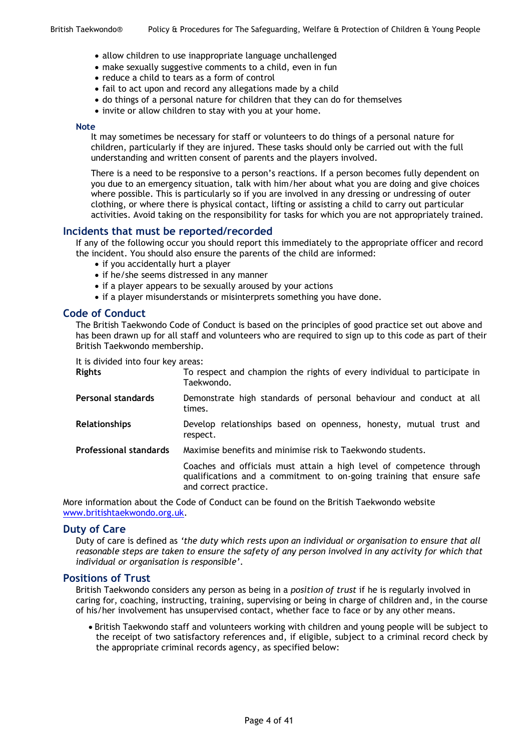- allow children to use inappropriate language unchallenged
- make sexually suggestive comments to a child, even in fun
- reduce a child to tears as a form of control
- fail to act upon and record any allegations made by a child
- do things of a personal nature for children that they can do for themselves
- invite or allow children to stay with you at your home.

**Note**

It may sometimes be necessary for staff or volunteers to do things of a personal nature for children, particularly if they are injured. These tasks should only be carried out with the full understanding and written consent of parents and the players involved.

There is a need to be responsive to a person's reactions. If a person becomes fully dependent on you due to an emergency situation, talk with him/her about what you are doing and give choices where possible. This is particularly so if you are involved in any dressing or undressing of outer clothing, or where there is physical contact, lifting or assisting a child to carry out particular activities. Avoid taking on the responsibility for tasks for which you are not appropriately trained.

## Incidents that must be reported/recorded

If any of the following occur you should report this immediately to the appropriate officer and record the incident. You should also ensure the parents of the child are informed:

- if you accidentally hurt a player
- if he/she seems distressed in any manner
- if a player appears to be sexually aroused by your actions
- if a player misunderstands or misinterprets something you have done.

## Code of Conduct

The British Taekwondo Code of Conduct is based on the principles of good practice set out above and has been drawn up for all staff and volunteers who are required to sign up to this code as part of their British Taekwondo membership.

It is divided into four key areas:

| | |
|---|---|
| **Rights** | To respect and champion the rights of every individual to participate in Taekwondo. |
| **Personal standards** | Demonstrate high standards of personal behaviour and conduct at all times. |
| **Relationships** | Develop relationships based on openness, honesty, mutual trust and respect. |
| **Professional standards** | Maximise benefits and minimise risk to Taekwondo students. |
| | Coaches and officials must attain a high level of competence through qualifications and a commitment to on-going training that ensure safe and correct practice. |

More information about the Code of Conduct can be found on the British Taekwondo website www.britishtaekwondo.org.uk.

## Duty of Care

Duty of care is defined as *'the duty which rests upon an individual or organisation to ensure that all reasonable steps are taken to ensure the safety of any person involved in any activity for which that individual or organisation is responsible'*.

## Positions of Trust

British Taekwondo considers any person as being in a *position of trust* if he is regularly involved in caring for, coaching, instructing, training, supervising or being in charge of children and, in the course of his/her involvement has unsupervised contact, whether face to face or by any other means.

- British Taekwondo staff and volunteers working with children and young people will be subject to the receipt of two satisfactory references and, if eligible, subject to a criminal record check by the appropriate criminal records agency, as specified below: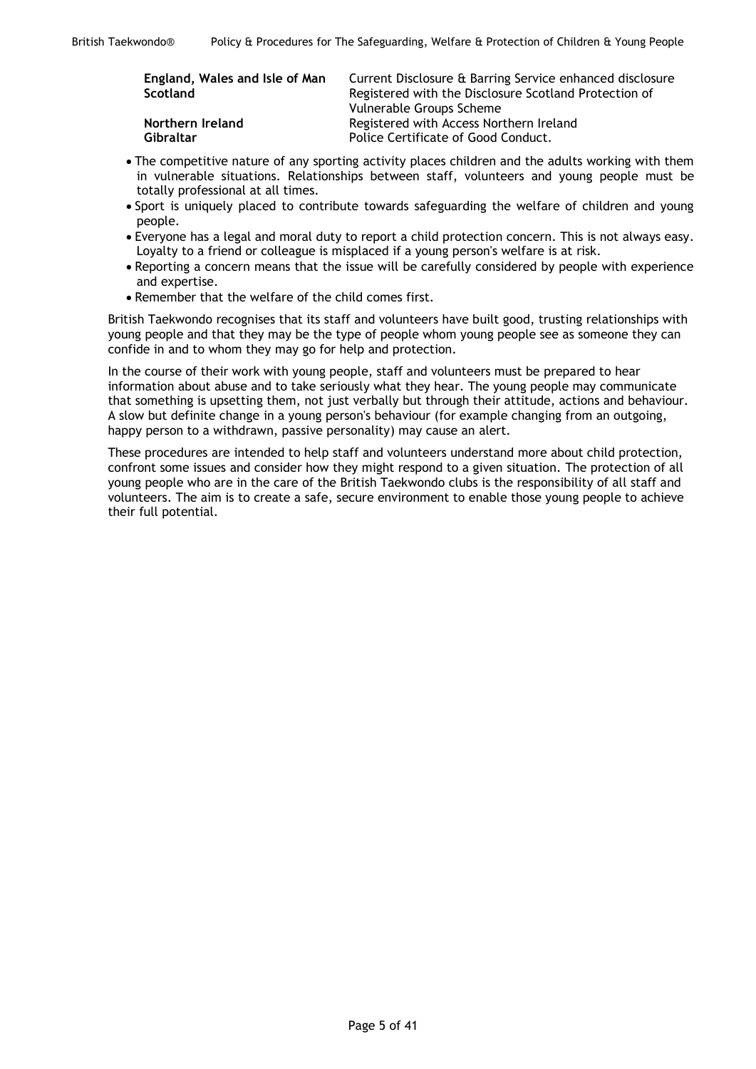| | |
|---|---|
| **England, Wales and Isle of Man** | Current Disclosure & Barring Service enhanced disclosure |
| **Scotland** | Registered with the Disclosure Scotland Protection of Vulnerable Groups Scheme |
| **Northern Ireland** | Registered with Access Northern Ireland |
| **Gibraltar** | Police Certificate of Good Conduct. |

- The competitive nature of any sporting activity places children and the adults working with them in vulnerable situations. Relationships between staff, volunteers and young people must be totally professional at all times.
- Sport is uniquely placed to contribute towards safeguarding the welfare of children and young people.
- Everyone has a legal and moral duty to report a child protection concern. This is not always easy. Loyalty to a friend or colleague is misplaced if a young person's welfare is at risk.
- Reporting a concern means that the issue will be carefully considered by people with experience and expertise.
- Remember that the welfare of the child comes first.

British Taekwondo recognises that its staff and volunteers have built good, trusting relationships with young people and that they may be the type of people whom young people see as someone they can confide in and to whom they may go for help and protection.

In the course of their work with young people, staff and volunteers must be prepared to hear information about abuse and to take seriously what they hear. The young people may communicate that something is upsetting them, not just verbally but through their attitude, actions and behaviour. A slow but definite change in a young person's behaviour (for example changing from an outgoing, happy person to a withdrawn, passive personality) may cause an alert.

These procedures are intended to help staff and volunteers understand more about child protection, confront some issues and consider how they might respond to a given situation. The protection of all young people who are in the care of the British Taekwondo clubs is the responsibility of all staff and volunteers. The aim is to create a safe, secure environment to enable those young people to achieve their full potential.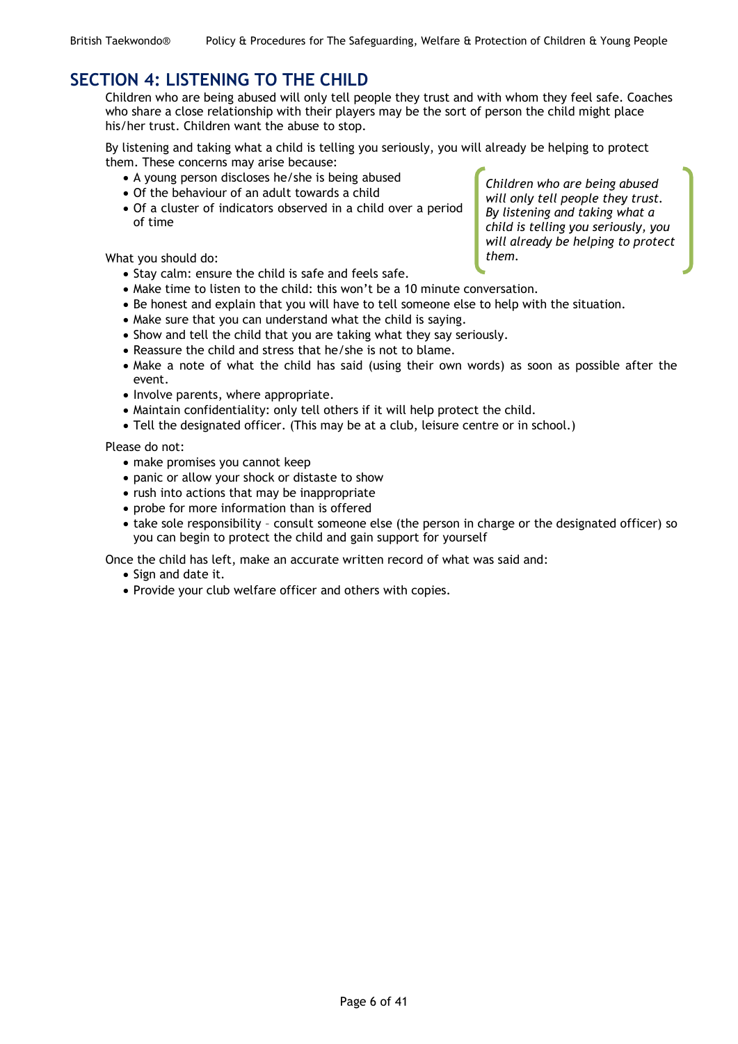## SECTION 4: LISTENING TO THE CHILD

Children who are being abused will only tell people they trust and with whom they feel safe. Coaches who share a close relationship with their players may be the sort of person the child might place his/her trust. Children want the abuse to stop.

By listening and taking what a child is telling you seriously, you will already be helping to protect them. These concerns may arise because:

- A young person discloses he/she is being abused
- Of the behaviour of an adult towards a child
- Of a cluster of indicators observed in a child over a period of time

*Children who are being abused will only tell people they trust. By listening and taking what a child is telling you seriously, you will already be helping to protect them.*

What you should do:

- Stay calm: ensure the child is safe and feels safe.
- Make time to listen to the child: this won't be a 10 minute conversation.
- Be honest and explain that you will have to tell someone else to help with the situation.
- Make sure that you can understand what the child is saying.
- Show and tell the child that you are taking what they say seriously.
- Reassure the child and stress that he/she is not to blame.
- Make a note of what the child has said (using their own words) as soon as possible after the event.
- Involve parents, where appropriate.
- Maintain confidentiality: only tell others if it will help protect the child.
- Tell the designated officer. (This may be at a club, leisure centre or in school.)

Please do not:

- make promises you cannot keep
- panic or allow your shock or distaste to show
- rush into actions that may be inappropriate
- probe for more information than is offered
- take sole responsibility – consult someone else (the person in charge or the designated officer) so you can begin to protect the child and gain support for yourself

Once the child has left, make an accurate written record of what was said and:

- Sign and date it.
- Provide your club welfare officer and others with copies.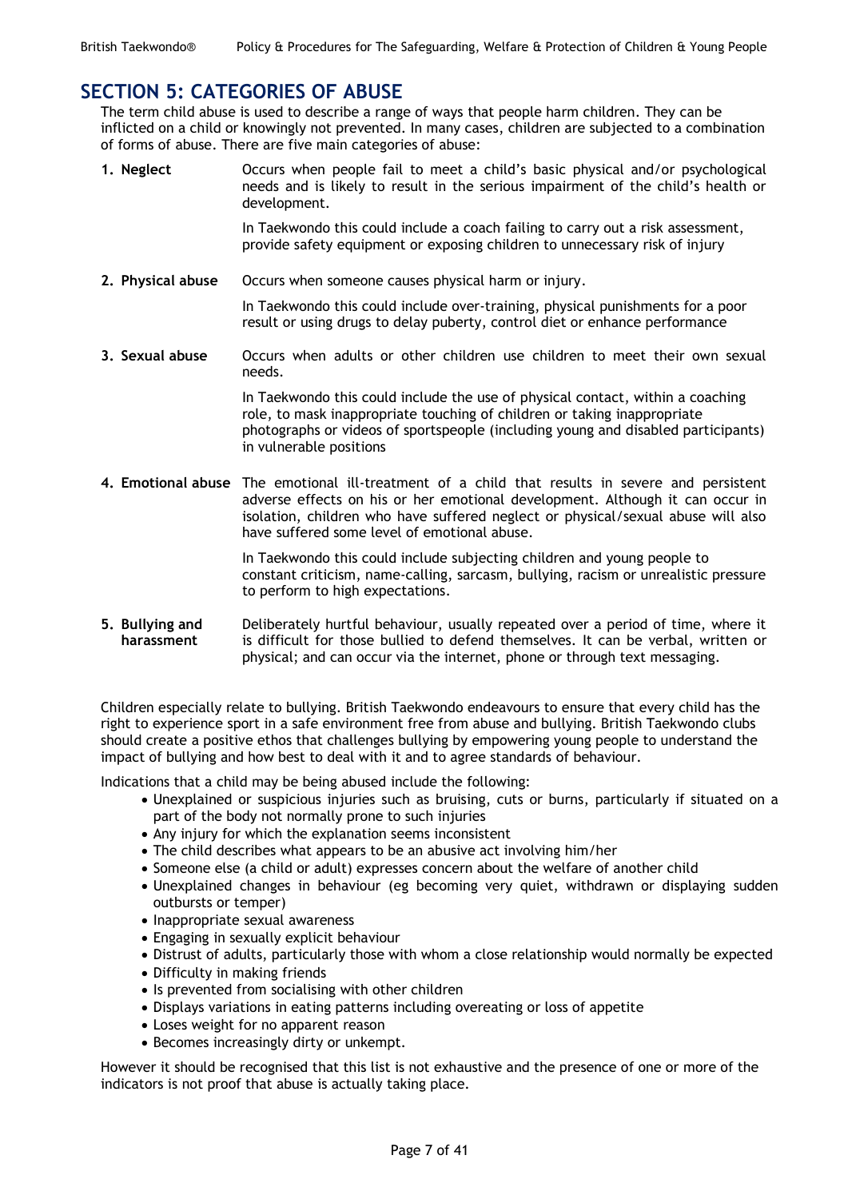## SECTION 5: CATEGORIES OF ABUSE

The term child abuse is used to describe a range of ways that people harm children. They can be inflicted on a child or knowingly not prevented. In many cases, children are subjected to a combination of forms of abuse. There are five main categories of abuse:

1. **Neglect** Occurs when people fail to meet a child's basic physical and/or psychological needs and is likely to result in the serious impairment of the child's health or development.

   In Taekwondo this could include a coach failing to carry out a risk assessment, provide safety equipment or exposing children to unnecessary risk of injury

2. **Physical abuse** Occurs when someone causes physical harm or injury.

   In Taekwondo this could include over-training, physical punishments for a poor result or using drugs to delay puberty, control diet or enhance performance

3. **Sexual abuse** Occurs when adults or other children use children to meet their own sexual needs.

   In Taekwondo this could include the use of physical contact, within a coaching role, to mask inappropriate touching of children or taking inappropriate photographs or videos of sportspeople (including young and disabled participants) in vulnerable positions

4. **Emotional abuse** The emotional ill-treatment of a child that results in severe and persistent adverse effects on his or her emotional development. Although it can occur in isolation, children who have suffered neglect or physical/sexual abuse will also have suffered some level of emotional abuse.

   In Taekwondo this could include subjecting children and young people to constant criticism, name-calling, sarcasm, bullying, racism or unrealistic pressure to perform to high expectations.

5. **Bullying and harassment** Deliberately hurtful behaviour, usually repeated over a period of time, where it is difficult for those bullied to defend themselves. It can be verbal, written or physical; and can occur via the internet, phone or through text messaging.

Children especially relate to bullying. British Taekwondo endeavours to ensure that every child has the right to experience sport in a safe environment free from abuse and bullying. British Taekwondo clubs should create a positive ethos that challenges bullying by empowering young people to understand the impact of bullying and how best to deal with it and to agree standards of behaviour.

Indications that a child may be being abused include the following:

- Unexplained or suspicious injuries such as bruising, cuts or burns, particularly if situated on a part of the body not normally prone to such injuries
- Any injury for which the explanation seems inconsistent
- The child describes what appears to be an abusive act involving him/her
- Someone else (a child or adult) expresses concern about the welfare of another child
- Unexplained changes in behaviour (eg becoming very quiet, withdrawn or displaying sudden outbursts or temper)
- Inappropriate sexual awareness
- Engaging in sexually explicit behaviour
- Distrust of adults, particularly those with whom a close relationship would normally be expected
- Difficulty in making friends
- Is prevented from socialising with other children
- Displays variations in eating patterns including overeating or loss of appetite
- Loses weight for no apparent reason
- Becomes increasingly dirty or unkempt.

However it should be recognised that this list is not exhaustive and the presence of one or more of the indicators is not proof that abuse is actually taking place.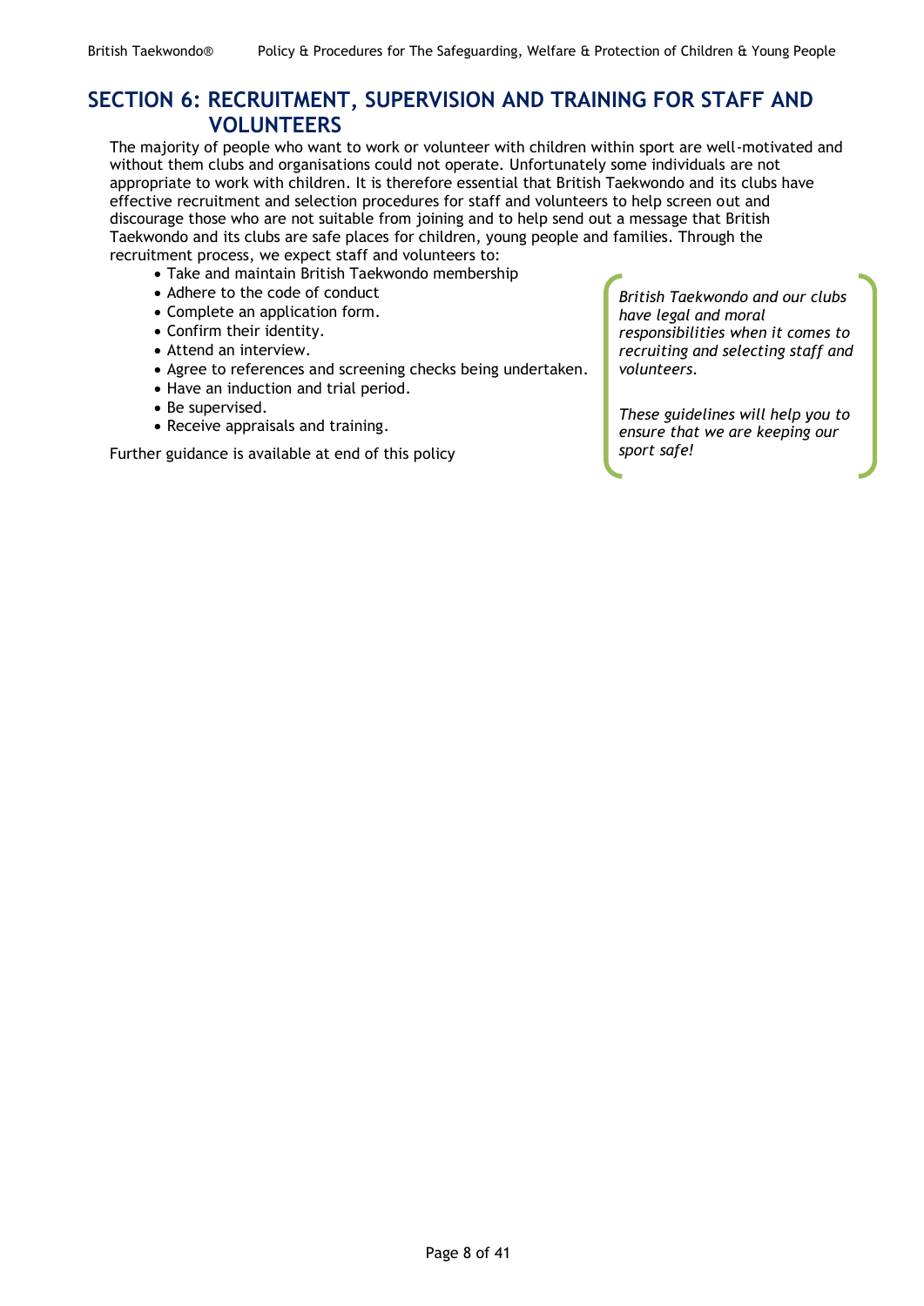## SECTION 6: RECRUITMENT, SUPERVISION AND TRAINING FOR STAFF AND VOLUNTEERS

The majority of people who want to work or volunteer with children within sport are well-motivated and without them clubs and organisations could not operate. Unfortunately some individuals are not appropriate to work with children. It is therefore essential that British Taekwondo and its clubs have effective recruitment and selection procedures for staff and volunteers to help screen out and discourage those who are not suitable from joining and to help send out a message that British Taekwondo and its clubs are safe places for children, young people and families. Through the recruitment process, we expect staff and volunteers to:

- Take and maintain British Taekwondo membership
- Adhere to the code of conduct
- Complete an application form.
- Confirm their identity.
- Attend an interview.
- Agree to references and screening checks being undertaken.
- Have an induction and trial period.
- Be supervised.
- Receive appraisals and training.

Further guidance is available at end of this policy

*British Taekwondo and our clubs have legal and moral responsibilities when it comes to recruiting and selecting staff and volunteers.*

*These guidelines will help you to ensure that we are keeping our sport safe!*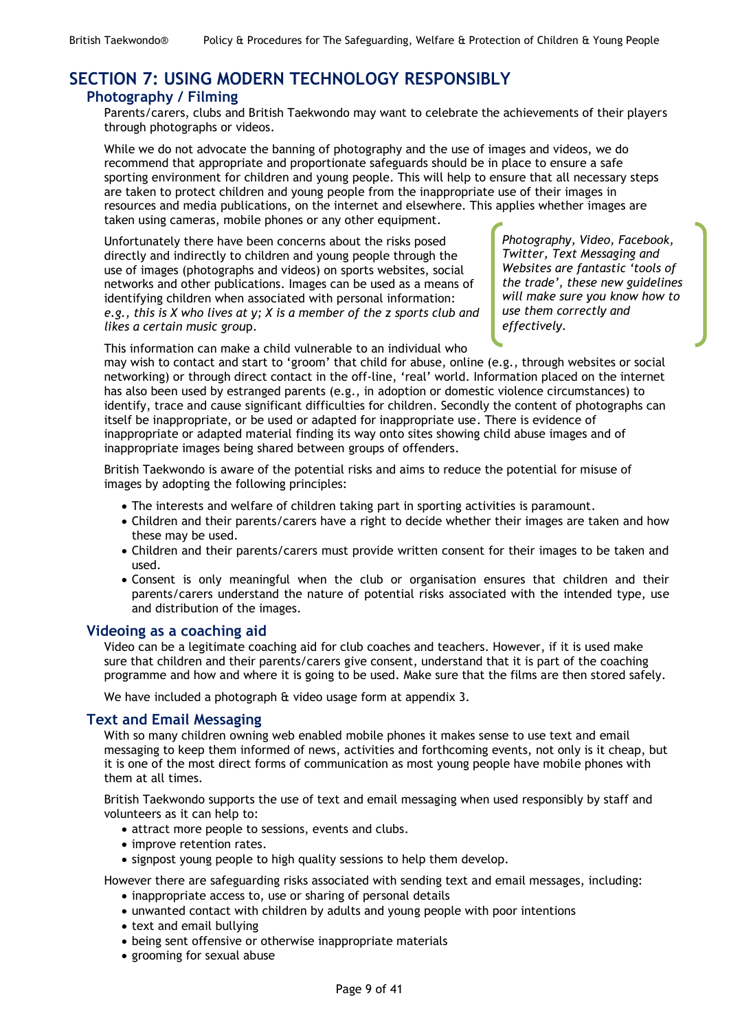# SECTION 7: USING MODERN TECHNOLOGY RESPONSIBLY

## Photography / Filming

Parents/carers, clubs and British Taekwondo may want to celebrate the achievements of their players through photographs or videos.

While we do not advocate the banning of photography and the use of images and videos, we do recommend that appropriate and proportionate safeguards should be in place to ensure a safe sporting environment for children and young people. This will help to ensure that all necessary steps are taken to protect children and young people from the inappropriate use of their images in resources and media publications, on the internet and elsewhere. This applies whether images are taken using cameras, mobile phones or any other equipment.

> *Photography, Video, Facebook, Twitter, Text Messaging and Websites are fantastic 'tools of the trade', these new guidelines will make sure you know how to use them correctly and effectively.*

Unfortunately there have been concerns about the risks posed directly and indirectly to children and young people through the use of images (photographs and videos) on sports websites, social networks and other publications. Images can be used as a means of identifying children when associated with personal information: *e.g., this is X who lives at y; X is a member of the z sports club and likes a certain music group.*

This information can make a child vulnerable to an individual who may wish to contact and start to 'groom' that child for abuse, online (e.g., through websites or social networking) or through direct contact in the off-line, 'real' world. Information placed on the internet has also been used by estranged parents (e.g., in adoption or domestic violence circumstances) to identify, trace and cause significant difficulties for children. Secondly the content of photographs can itself be inappropriate, or be used or adapted for inappropriate use. There is evidence of inappropriate or adapted material finding its way onto sites showing child abuse images and of inappropriate images being shared between groups of offenders.

British Taekwondo is aware of the potential risks and aims to reduce the potential for misuse of images by adopting the following principles:

- The interests and welfare of children taking part in sporting activities is paramount.
- Children and their parents/carers have a right to decide whether their images are taken and how these may be used.
- Children and their parents/carers must provide written consent for their images to be taken and used.
- Consent is only meaningful when the club or organisation ensures that children and their parents/carers understand the nature of potential risks associated with the intended type, use and distribution of the images.

## Videoing as a coaching aid

Video can be a legitimate coaching aid for club coaches and teachers. However, if it is used make sure that children and their parents/carers give consent, understand that it is part of the coaching programme and how and where it is going to be used. Make sure that the films are then stored safely.

We have included a photograph & video usage form at appendix 3.

## Text and Email Messaging

With so many children owning web enabled mobile phones it makes sense to use text and email messaging to keep them informed of news, activities and forthcoming events, not only is it cheap, but it is one of the most direct forms of communication as most young people have mobile phones with them at all times.

British Taekwondo supports the use of text and email messaging when used responsibly by staff and volunteers as it can help to:

- attract more people to sessions, events and clubs.
- improve retention rates.
- signpost young people to high quality sessions to help them develop.

However there are safeguarding risks associated with sending text and email messages, including:

- inappropriate access to, use or sharing of personal details
- unwanted contact with children by adults and young people with poor intentions
- text and email bullying
- being sent offensive or otherwise inappropriate materials
- grooming for sexual abuse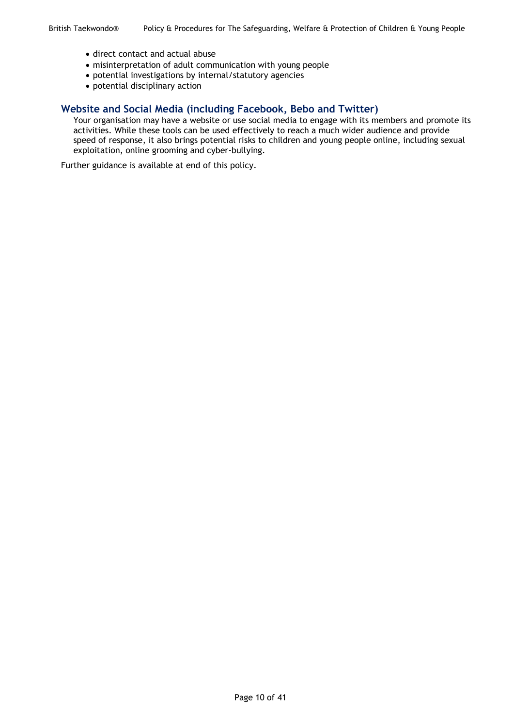- direct contact and actual abuse
- misinterpretation of adult communication with young people
- potential investigations by internal/statutory agencies
- potential disciplinary action

## Website and Social Media (including Facebook, Bebo and Twitter)

Your organisation may have a website or use social media to engage with its members and promote its activities. While these tools can be used effectively to reach a much wider audience and provide speed of response, it also brings potential risks to children and young people online, including sexual exploitation, online grooming and cyber-bullying.

Further guidance is available at end of this policy.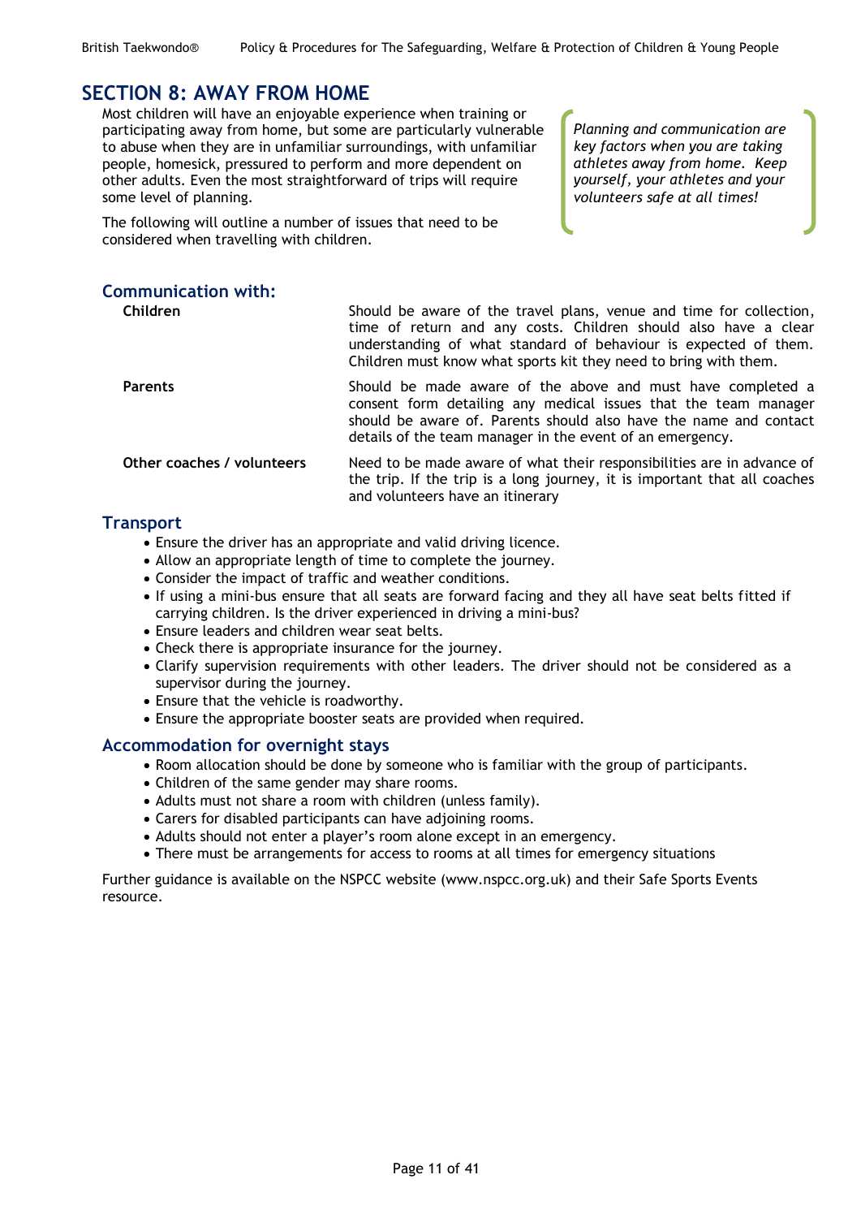## SECTION 8: AWAY FROM HOME

Most children will have an enjoyable experience when training or participating away from home, but some are particularly vulnerable to abuse when they are in unfamiliar surroundings, with unfamiliar people, homesick, pressured to perform and more dependent on other adults. Even the most straightforward of trips will require some level of planning.

The following will outline a number of issues that need to be considered when travelling with children.

*Planning and communication are key factors when you are taking athletes away from home. Keep yourself, your athletes and your volunteers safe at all times!*

### Communication with:

| | |
|---|---|
| **Children** | Should be aware of the travel plans, venue and time for collection, time of return and any costs. Children should also have a clear understanding of what standard of behaviour is expected of them. Children must know what sports kit they need to bring with them. |
| **Parents** | Should be made aware of the above and must have completed a consent form detailing any medical issues that the team manager should be aware of. Parents should also have the name and contact details of the team manager in the event of an emergency. |
| **Other coaches / volunteers** | Need to be made aware of what their responsibilities are in advance of the trip. If the trip is a long journey, it is important that all coaches and volunteers have an itinerary |

### Transport

- Ensure the driver has an appropriate and valid driving licence.
- Allow an appropriate length of time to complete the journey.
- Consider the impact of traffic and weather conditions.
- If using a mini-bus ensure that all seats are forward facing and they all have seat belts fitted if carrying children. Is the driver experienced in driving a mini-bus?
- Ensure leaders and children wear seat belts.
- Check there is appropriate insurance for the journey.
- Clarify supervision requirements with other leaders. The driver should not be considered as a supervisor during the journey.
- Ensure that the vehicle is roadworthy.
- Ensure the appropriate booster seats are provided when required.

### Accommodation for overnight stays

- Room allocation should be done by someone who is familiar with the group of participants.
- Children of the same gender may share rooms.
- Adults must not share a room with children (unless family).
- Carers for disabled participants can have adjoining rooms.
- Adults should not enter a player's room alone except in an emergency.
- There must be arrangements for access to rooms at all times for emergency situations

Further guidance is available on the NSPCC website (www.nspcc.org.uk) and their Safe Sports Events resource.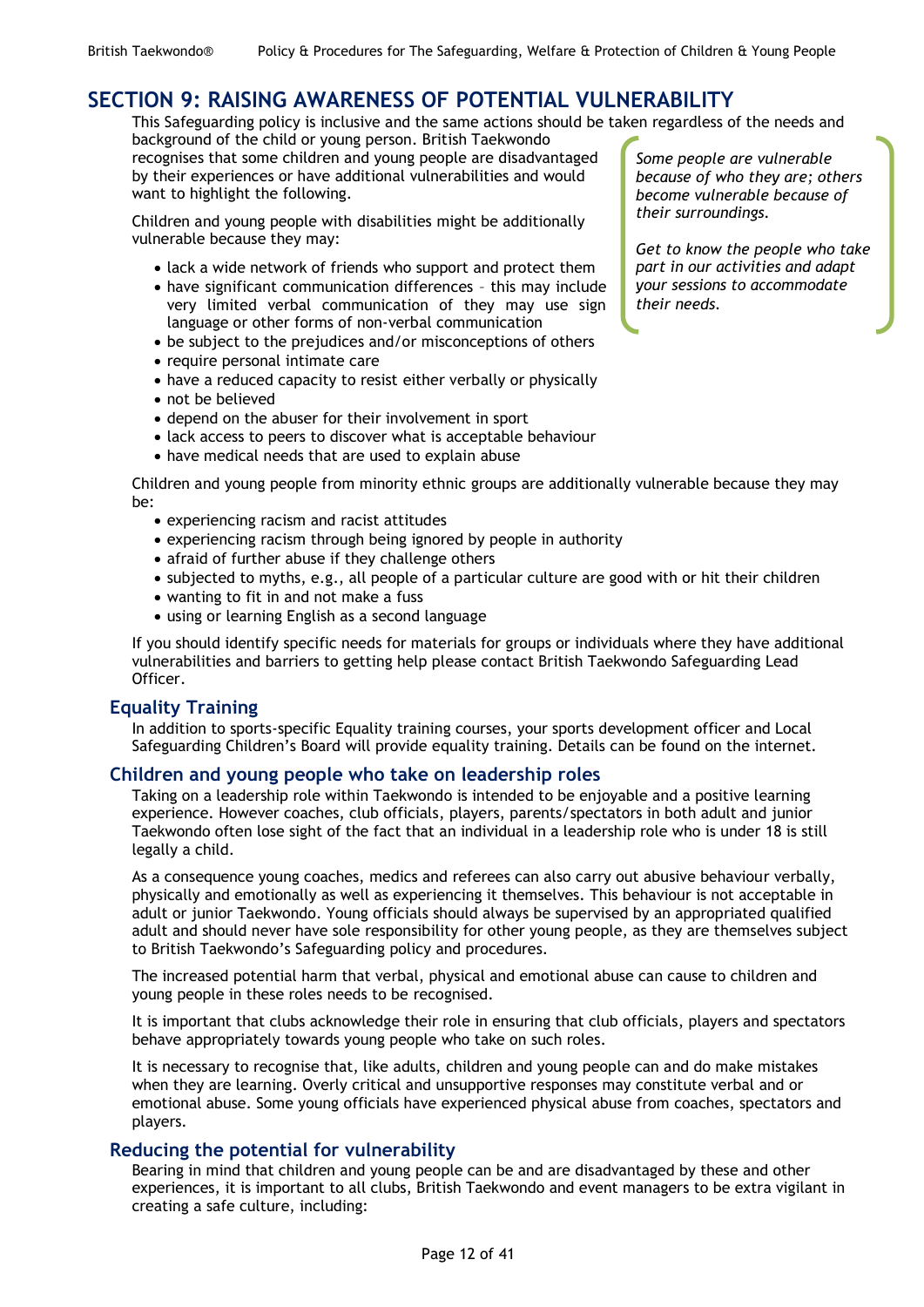# SECTION 9: RAISING AWARENESS OF POTENTIAL VULNERABILITY

This Safeguarding policy is inclusive and the same actions should be taken regardless of the needs and background of the child or young person. British Taekwondo recognises that some children and young people are disadvantaged by their experiences or have additional vulnerabilities and would want to highlight the following.

*Some people are vulnerable because of who they are; others become vulnerable because of their surroundings.*

*Get to know the people who take part in our activities and adapt your sessions to accommodate their needs.*

Children and young people with disabilities might be additionally vulnerable because they may:

- lack a wide network of friends who support and protect them
- have significant communication differences – this may include very limited verbal communication of they may use sign language or other forms of non-verbal communication
- be subject to the prejudices and/or misconceptions of others
- require personal intimate care
- have a reduced capacity to resist either verbally or physically
- not be believed
- depend on the abuser for their involvement in sport
- lack access to peers to discover what is acceptable behaviour
- have medical needs that are used to explain abuse

Children and young people from minority ethnic groups are additionally vulnerable because they may be:

- experiencing racism and racist attitudes
- experiencing racism through being ignored by people in authority
- afraid of further abuse if they challenge others
- subjected to myths, e.g., all people of a particular culture are good with or hit their children
- wanting to fit in and not make a fuss
- using or learning English as a second language

If you should identify specific needs for materials for groups or individuals where they have additional vulnerabilities and barriers to getting help please contact British Taekwondo Safeguarding Lead Officer.

## Equality Training

In addition to sports-specific Equality training courses, your sports development officer and Local Safeguarding Children's Board will provide equality training. Details can be found on the internet.

## Children and young people who take on leadership roles

Taking on a leadership role within Taekwondo is intended to be enjoyable and a positive learning experience. However coaches, club officials, players, parents/spectators in both adult and junior Taekwondo often lose sight of the fact that an individual in a leadership role who is under 18 is still legally a child.

As a consequence young coaches, medics and referees can also carry out abusive behaviour verbally, physically and emotionally as well as experiencing it themselves. This behaviour is not acceptable in adult or junior Taekwondo. Young officials should always be supervised by an appropriated qualified adult and should never have sole responsibility for other young people, as they are themselves subject to British Taekwondo's Safeguarding policy and procedures.

The increased potential harm that verbal, physical and emotional abuse can cause to children and young people in these roles needs to be recognised.

It is important that clubs acknowledge their role in ensuring that club officials, players and spectators behave appropriately towards young people who take on such roles.

It is necessary to recognise that, like adults, children and young people can and do make mistakes when they are learning. Overly critical and unsupportive responses may constitute verbal and or emotional abuse. Some young officials have experienced physical abuse from coaches, spectators and players.

## Reducing the potential for vulnerability

Bearing in mind that children and young people can be and are disadvantaged by these and other experiences, it is important to all clubs, British Taekwondo and event managers to be extra vigilant in creating a safe culture, including: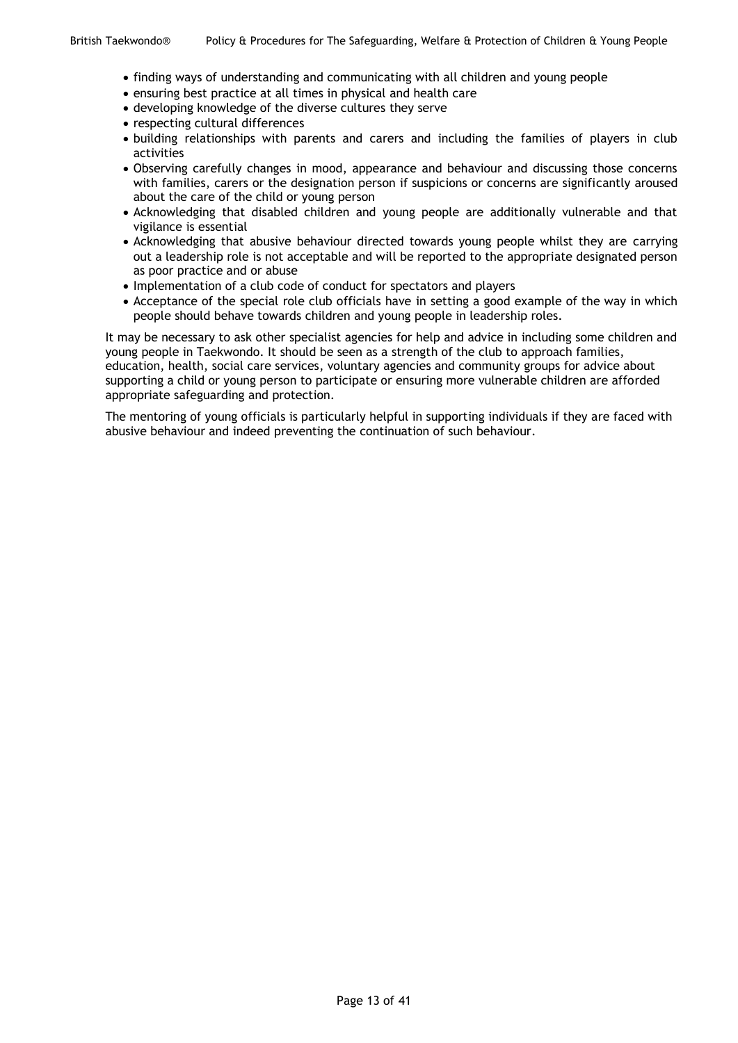- finding ways of understanding and communicating with all children and young people
- ensuring best practice at all times in physical and health care
- developing knowledge of the diverse cultures they serve
- respecting cultural differences
- building relationships with parents and carers and including the families of players in club activities
- Observing carefully changes in mood, appearance and behaviour and discussing those concerns with families, carers or the designation person if suspicions or concerns are significantly aroused about the care of the child or young person
- Acknowledging that disabled children and young people are additionally vulnerable and that vigilance is essential
- Acknowledging that abusive behaviour directed towards young people whilst they are carrying out a leadership role is not acceptable and will be reported to the appropriate designated person as poor practice and or abuse
- Implementation of a club code of conduct for spectators and players
- Acceptance of the special role club officials have in setting a good example of the way in which people should behave towards children and young people in leadership roles.

It may be necessary to ask other specialist agencies for help and advice in including some children and young people in Taekwondo. It should be seen as a strength of the club to approach families, education, health, social care services, voluntary agencies and community groups for advice about supporting a child or young person to participate or ensuring more vulnerable children are afforded appropriate safeguarding and protection.

The mentoring of young officials is particularly helpful in supporting individuals if they are faced with abusive behaviour and indeed preventing the continuation of such behaviour.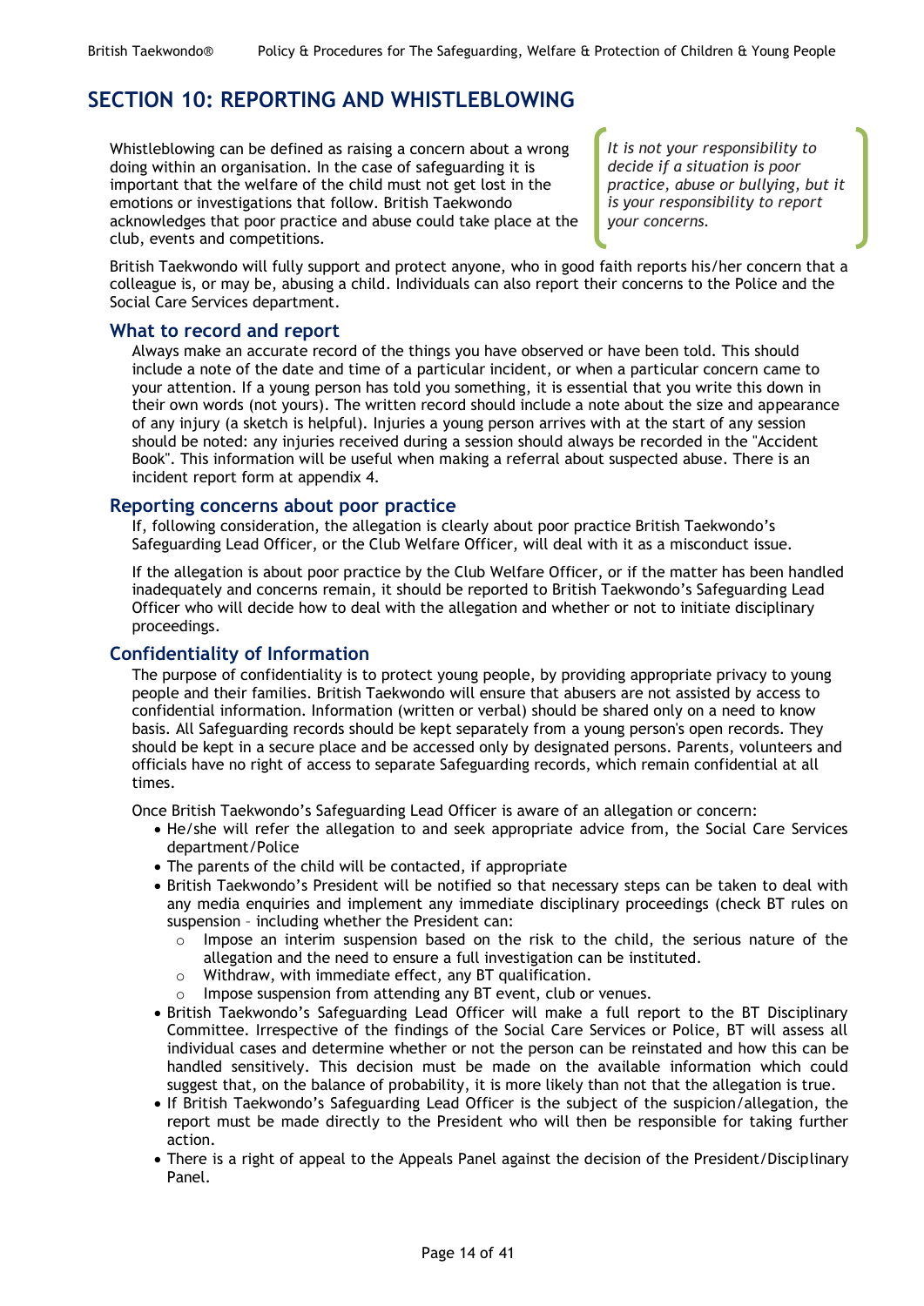# SECTION 10: REPORTING AND WHISTLEBLOWING

Whistleblowing can be defined as raising a concern about a wrong doing within an organisation. In the case of safeguarding it is important that the welfare of the child must not get lost in the emotions or investigations that follow. British Taekwondo acknowledges that poor practice and abuse could take place at the club, events and competitions.

*It is not your responsibility to decide if a situation is poor practice, abuse or bullying, but it is your responsibility to report your concerns.*

British Taekwondo will fully support and protect anyone, who in good faith reports his/her concern that a colleague is, or may be, abusing a child. Individuals can also report their concerns to the Police and the Social Care Services department.

## What to record and report

Always make an accurate record of the things you have observed or have been told. This should include a note of the date and time of a particular incident, or when a particular concern came to your attention. If a young person has told you something, it is essential that you write this down in their own words (not yours). The written record should include a note about the size and appearance of any injury (a sketch is helpful). Injuries a young person arrives with at the start of any session should be noted: any injuries received during a session should always be recorded in the "Accident Book". This information will be useful when making a referral about suspected abuse. There is an incident report form at appendix 4.

## Reporting concerns about poor practice

If, following consideration, the allegation is clearly about poor practice British Taekwondo's Safeguarding Lead Officer, or the Club Welfare Officer, will deal with it as a misconduct issue.

If the allegation is about poor practice by the Club Welfare Officer, or if the matter has been handled inadequately and concerns remain, it should be reported to British Taekwondo's Safeguarding Lead Officer who will decide how to deal with the allegation and whether or not to initiate disciplinary proceedings.

## Confidentiality of Information

The purpose of confidentiality is to protect young people, by providing appropriate privacy to young people and their families. British Taekwondo will ensure that abusers are not assisted by access to confidential information. Information (written or verbal) should be shared only on a need to know basis. All Safeguarding records should be kept separately from a young person's open records. They should be kept in a secure place and be accessed only by designated persons. Parents, volunteers and officials have no right of access to separate Safeguarding records, which remain confidential at all times.

Once British Taekwondo's Safeguarding Lead Officer is aware of an allegation or concern:

- He/she will refer the allegation to and seek appropriate advice from, the Social Care Services department/Police
- The parents of the child will be contacted, if appropriate
- British Taekwondo's President will be notified so that necessary steps can be taken to deal with any media enquiries and implement any immediate disciplinary proceedings (check BT rules on suspension – including whether the President can:
    - Impose an interim suspension based on the risk to the child, the serious nature of the allegation and the need to ensure a full investigation can be instituted.
    - Withdraw, with immediate effect, any BT qualification.
    - Impose suspension from attending any BT event, club or venues.
- British Taekwondo's Safeguarding Lead Officer will make a full report to the BT Disciplinary Committee. Irrespective of the findings of the Social Care Services or Police, BT will assess all individual cases and determine whether or not the person can be reinstated and how this can be handled sensitively. This decision must be made on the available information which could suggest that, on the balance of probability, it is more likely than not that the allegation is true.
- If British Taekwondo's Safeguarding Lead Officer is the subject of the suspicion/allegation, the report must be made directly to the President who will then be responsible for taking further action.
- There is a right of appeal to the Appeals Panel against the decision of the President/Disciplinary Panel.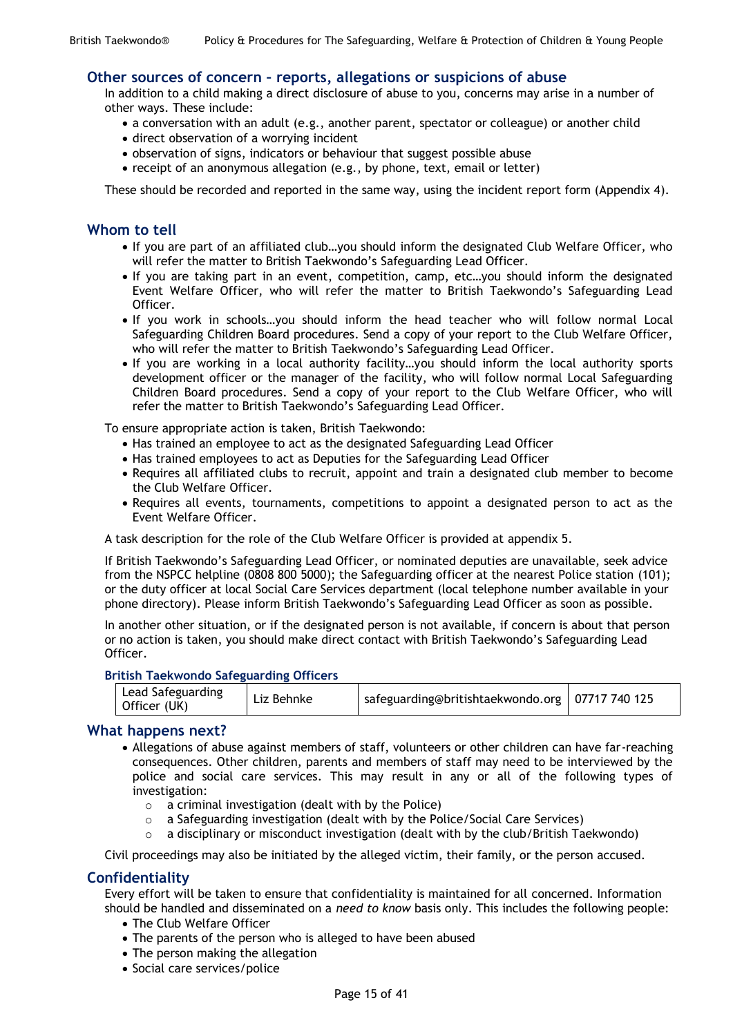## Other sources of concern – reports, allegations or suspicions of abuse

In addition to a child making a direct disclosure of abuse to you, concerns may arise in a number of other ways. These include:

- a conversation with an adult (e.g., another parent, spectator or colleague) or another child
- direct observation of a worrying incident
- observation of signs, indicators or behaviour that suggest possible abuse
- receipt of an anonymous allegation (e.g., by phone, text, email or letter)

These should be recorded and reported in the same way, using the incident report form (Appendix 4).

## Whom to tell

- If you are part of an affiliated club…you should inform the designated Club Welfare Officer, who will refer the matter to British Taekwondo's Safeguarding Lead Officer.
- If you are taking part in an event, competition, camp, etc…you should inform the designated Event Welfare Officer, who will refer the matter to British Taekwondo's Safeguarding Lead Officer.
- If you work in schools…you should inform the head teacher who will follow normal Local Safeguarding Children Board procedures. Send a copy of your report to the Club Welfare Officer, who will refer the matter to British Taekwondo's Safeguarding Lead Officer.
- If you are working in a local authority facility…you should inform the local authority sports development officer or the manager of the facility, who will follow normal Local Safeguarding Children Board procedures. Send a copy of your report to the Club Welfare Officer, who will refer the matter to British Taekwondo's Safeguarding Lead Officer.

To ensure appropriate action is taken, British Taekwondo:

- Has trained an employee to act as the designated Safeguarding Lead Officer
- Has trained employees to act as Deputies for the Safeguarding Lead Officer
- Requires all affiliated clubs to recruit, appoint and train a designated club member to become the Club Welfare Officer.
- Requires all events, tournaments, competitions to appoint a designated person to act as the Event Welfare Officer.

A task description for the role of the Club Welfare Officer is provided at appendix 5.

If British Taekwondo's Safeguarding Lead Officer, or nominated deputies are unavailable, seek advice from the NSPCC helpline (0808 800 5000); the Safeguarding officer at the nearest Police station (101); or the duty officer at local Social Care Services department (local telephone number available in your phone directory). Please inform British Taekwondo's Safeguarding Lead Officer as soon as possible.

In another other situation, or if the designated person is not available, if concern is about that person or no action is taken, you should make direct contact with British Taekwondo's Safeguarding Lead Officer.

#### British Taekwondo Safeguarding Officers

| | | | |
|---|---|---|---|
| Lead Safeguarding Officer (UK) | Liz Behnke | safeguarding@britishtaekwondo.org | 07717 740 125 |

## What happens next?

- Allegations of abuse against members of staff, volunteers or other children can have far-reaching consequences. Other children, parents and members of staff may need to be interviewed by the police and social care services. This may result in any or all of the following types of investigation:
  - a criminal investigation (dealt with by the Police)
  - a Safeguarding investigation (dealt with by the Police/Social Care Services)
  - a disciplinary or misconduct investigation (dealt with by the club/British Taekwondo)

Civil proceedings may also be initiated by the alleged victim, their family, or the person accused.

## Confidentiality

Every effort will be taken to ensure that confidentiality is maintained for all concerned. Information should be handled and disseminated on a *need to know* basis only. This includes the following people:

- The Club Welfare Officer
- The parents of the person who is alleged to have been abused
- The person making the allegation
- Social care services/police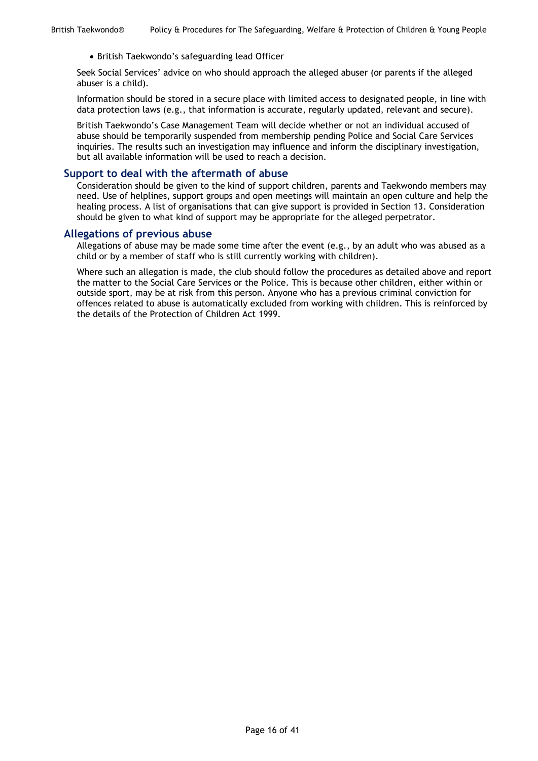- British Taekwondo's safeguarding lead Officer

Seek Social Services' advice on who should approach the alleged abuser (or parents if the alleged abuser is a child).

Information should be stored in a secure place with limited access to designated people, in line with data protection laws (e.g., that information is accurate, regularly updated, relevant and secure).

British Taekwondo's Case Management Team will decide whether or not an individual accused of abuse should be temporarily suspended from membership pending Police and Social Care Services inquiries. The results such an investigation may influence and inform the disciplinary investigation, but all available information will be used to reach a decision.

## Support to deal with the aftermath of abuse

Consideration should be given to the kind of support children, parents and Taekwondo members may need. Use of helplines, support groups and open meetings will maintain an open culture and help the healing process. A list of organisations that can give support is provided in Section 13. Consideration should be given to what kind of support may be appropriate for the alleged perpetrator.

## Allegations of previous abuse

Allegations of abuse may be made some time after the event (e.g., by an adult who was abused as a child or by a member of staff who is still currently working with children).

Where such an allegation is made, the club should follow the procedures as detailed above and report the matter to the Social Care Services or the Police. This is because other children, either within or outside sport, may be at risk from this person. Anyone who has a previous criminal conviction for offences related to abuse is automatically excluded from working with children. This is reinforced by the details of the Protection of Children Act 1999.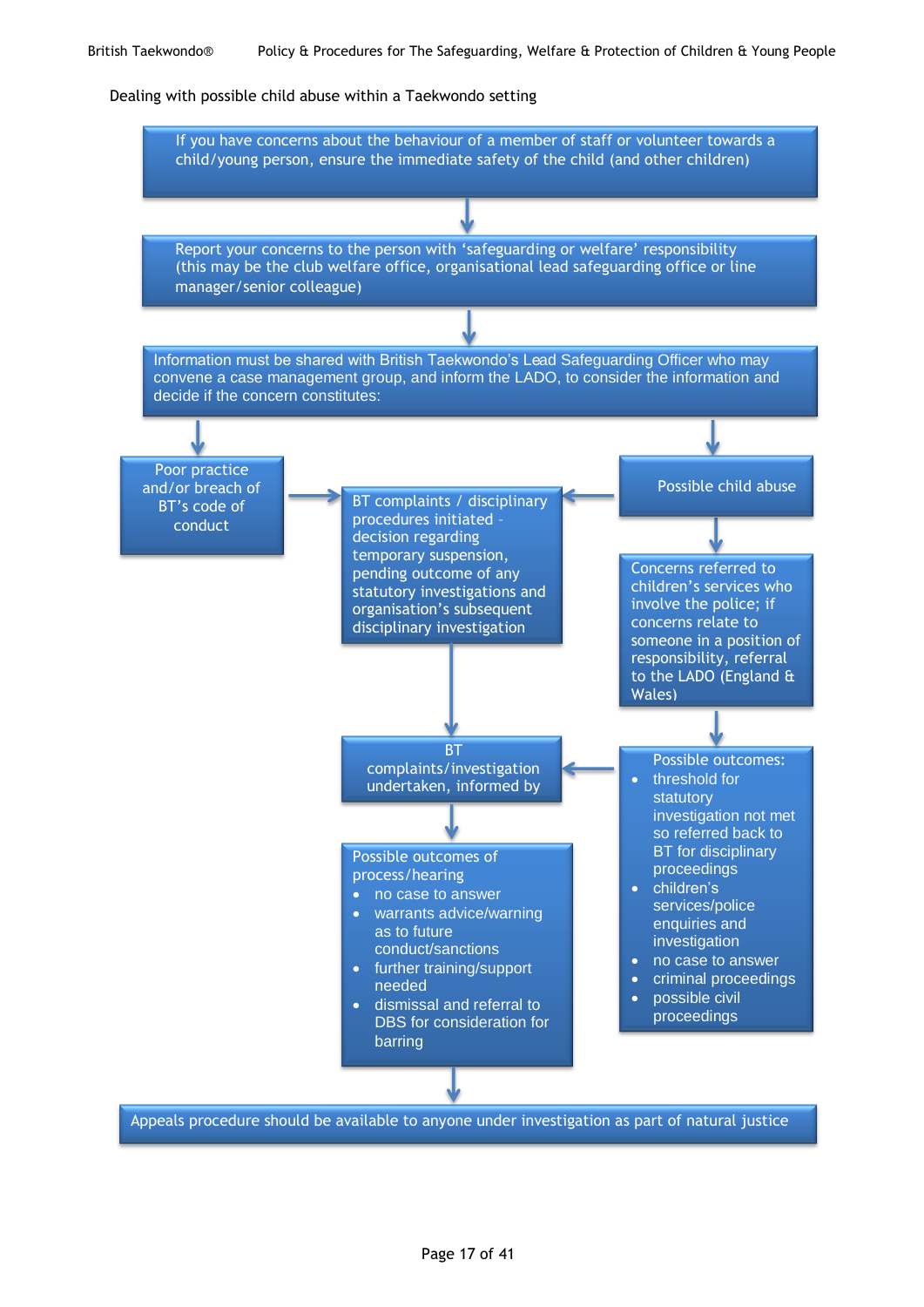Dealing with possible child abuse within a Taekwondo setting

If you have concerns about the behaviour of a member of staff or volunteer towards a child/young person, ensure the immediate safety of the child (and other children)

↓

Report your concerns to the person with 'safeguarding or welfare' responsibility (this may be the club welfare office, organisational lead safeguarding office or line manager/senior colleague)

↓

Information must be shared with British Taekwondo's Lead Safeguarding Officer who may convene a case management group, and inform the LADO, to consider the information and decide if the concern constitutes:

↓

Poor practice and/or breach of BT's code of conduct

→

BT complaints / disciplinary procedures initiated - decision regarding temporary suspension, pending outcome of any statutory investigations and organisation's subsequent disciplinary investigation

↓

BT complaints/investigation undertaken, informed by

↓

Possible outcomes of process/hearing

- no case to answer
- warrants advice/warning as to future conduct/sanctions
- further training/support needed
- dismissal and referral to DBS for consideration for barring

Possible child abuse

→ (to BT complaints / disciplinary procedures)

↓

Concerns referred to children's services who involve the police; if concerns relate to someone in a position of responsibility, referral to the LADO (England & Wales)

↓

Possible outcomes:

- threshold for statutory investigation not met so referred back to BT for disciplinary proceedings
- children's services/police enquiries and investigation
- no case to answer
- criminal proceedings
- possible civil proceedings

→ (to BT complaints/investigation undertaken)

↓

Appeals procedure should be available to anyone under investigation as part of natural justice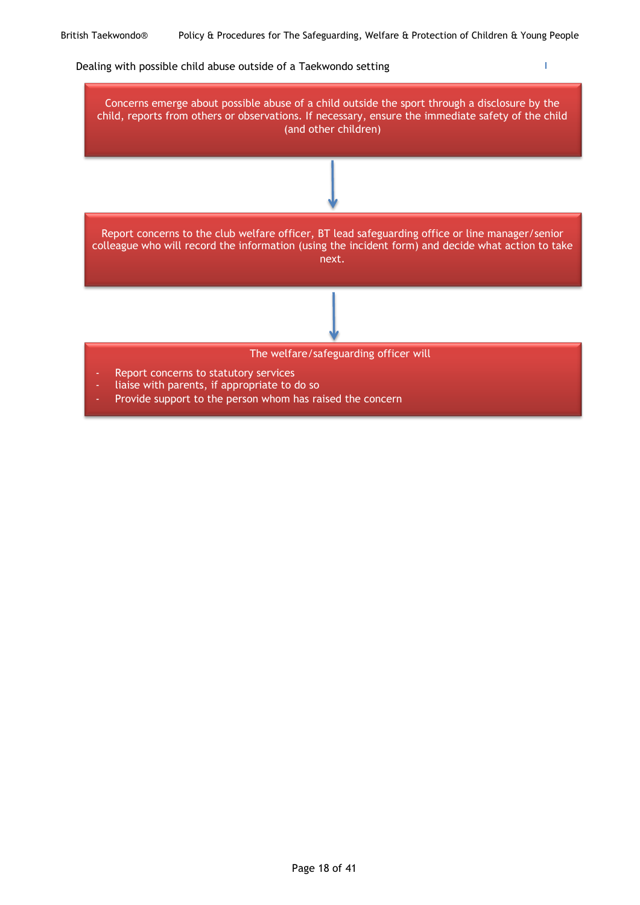Dealing with possible child abuse outside of a Taekwondo setting

Concerns emerge about possible abuse of a child outside the sport through a disclosure by the child, reports from others or observations. If necessary, ensure the immediate safety of the child (and other children)

↓

Report concerns to the club welfare officer, BT lead safeguarding office or line manager/senior colleague who will record the information (using the incident form) and decide what action to take next.

↓

The welfare/safeguarding officer will

- Report concerns to statutory services
- liaise with parents, if appropriate to do so
- Provide support to the person whom has raised the concern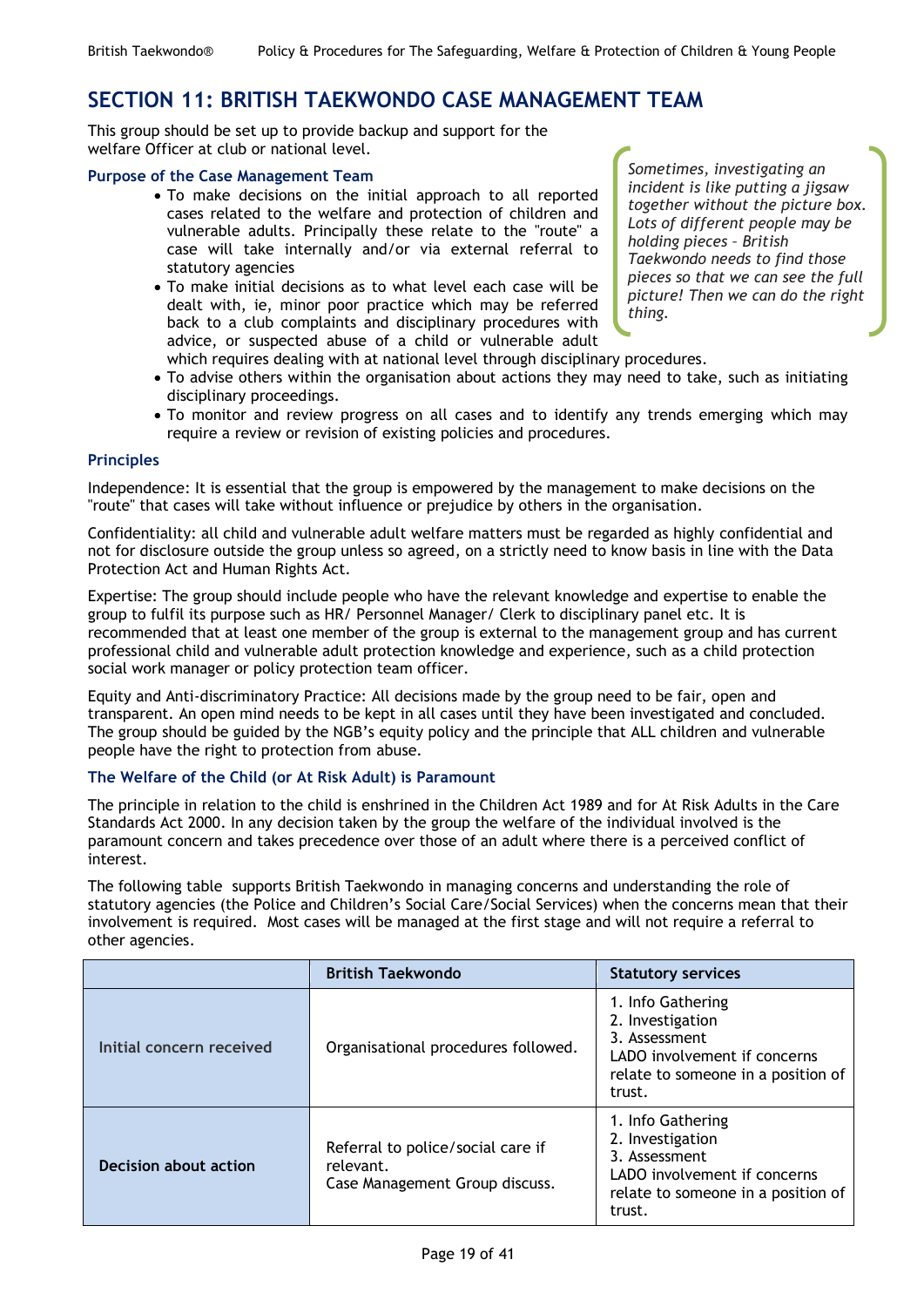# SECTION 11: BRITISH TAEKWONDO CASE MANAGEMENT TEAM

This group should be set up to provide backup and support for the welfare Officer at club or national level.

*Sometimes, investigating an incident is like putting a jigsaw together without the picture box. Lots of different people may be holding pieces – British Taekwondo needs to find those pieces so that we can see the full picture! Then we can do the right thing.*

### Purpose of the Case Management Team

- To make decisions on the initial approach to all reported cases related to the welfare and protection of children and vulnerable adults. Principally these relate to the "route" a case will take internally and/or via external referral to statutory agencies
- To make initial decisions as to what level each case will be dealt with, ie, minor poor practice which may be referred back to a club complaints and disciplinary procedures with advice, or suspected abuse of a child or vulnerable adult which requires dealing with at national level through disciplinary procedures.
- To advise others within the organisation about actions they may need to take, such as initiating disciplinary proceedings.
- To monitor and review progress on all cases and to identify any trends emerging which may require a review or revision of existing policies and procedures.

### Principles

Independence: It is essential that the group is empowered by the management to make decisions on the "route" that cases will take without influence or prejudice by others in the organisation.

Confidentiality: all child and vulnerable adult welfare matters must be regarded as highly confidential and not for disclosure outside the group unless so agreed, on a strictly need to know basis in line with the Data Protection Act and Human Rights Act.

Expertise: The group should include people who have the relevant knowledge and expertise to enable the group to fulfil its purpose such as HR/ Personnel Manager/ Clerk to disciplinary panel etc. It is recommended that at least one member of the group is external to the management group and has current professional child and vulnerable adult protection knowledge and experience, such as a child protection social work manager or policy protection team officer.

Equity and Anti-discriminatory Practice: All decisions made by the group need to be fair, open and transparent. An open mind needs to be kept in all cases until they have been investigated and concluded. The group should be guided by the NGB's equity policy and the principle that ALL children and vulnerable people have the right to protection from abuse.

### The Welfare of the Child (or At Risk Adult) is Paramount

The principle in relation to the child is enshrined in the Children Act 1989 and for At Risk Adults in the Care Standards Act 2000. In any decision taken by the group the welfare of the individual involved is the paramount concern and takes precedence over those of an adult where there is a perceived conflict of interest.

The following table supports British Taekwondo in managing concerns and understanding the role of statutory agencies (the Police and Children's Social Care/Social Services) when the concerns mean that their involvement is required. Most cases will be managed at the first stage and will not require a referral to other agencies.

| | British Taekwondo | Statutory services |
|---|---|---|
| Initial concern received | Organisational procedures followed. | 1. Info Gathering<br>2. Investigation<br>3. Assessment<br>LADO involvement if concerns relate to someone in a position of trust. |
| **Decision about action** | Referral to police/social care if relevant.<br>Case Management Group discuss. | 1. Info Gathering<br>2. Investigation<br>3. Assessment<br>LADO involvement if concerns relate to someone in a position of trust. |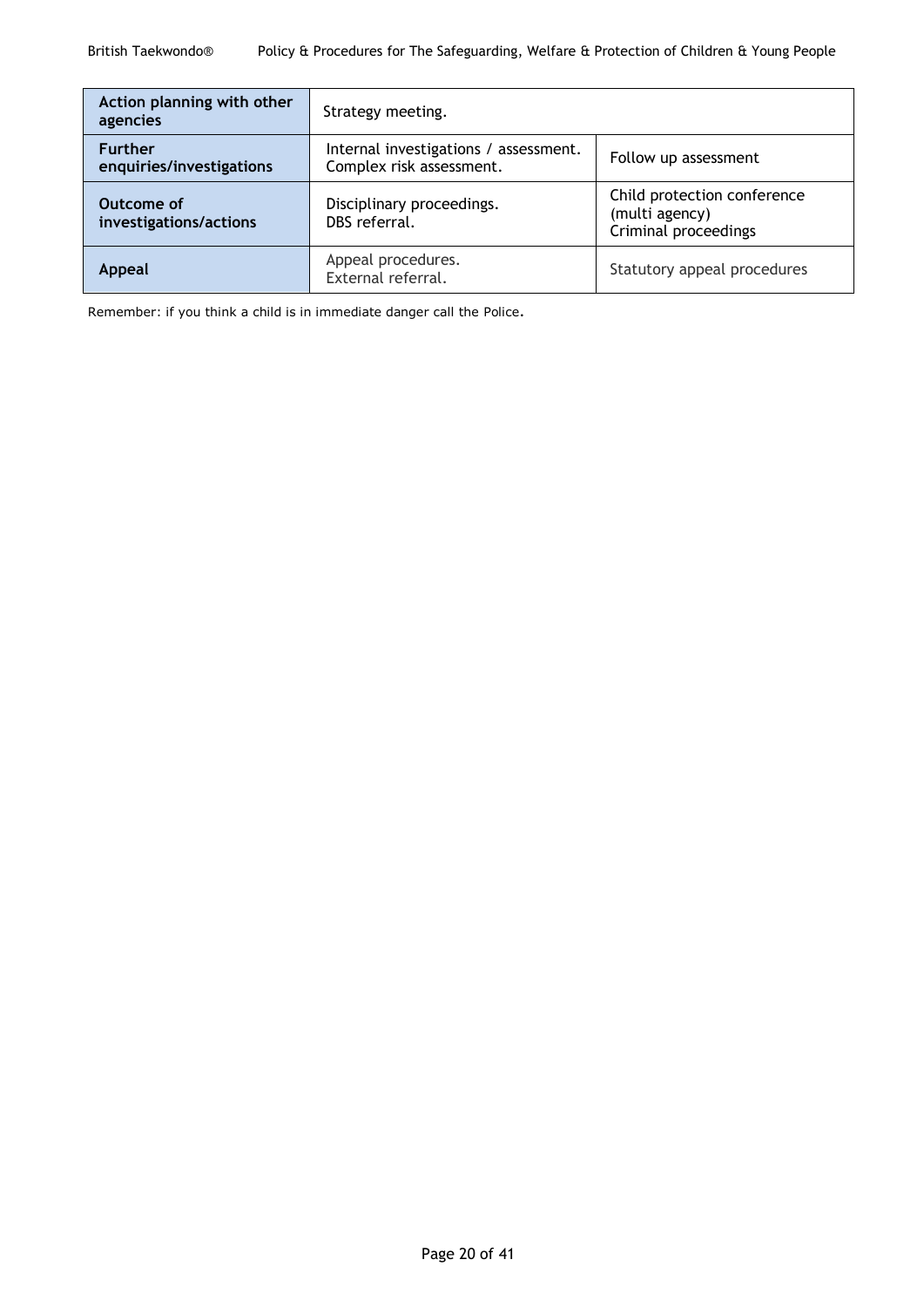| | | |
|---|---|---|
| **Action planning with other agencies** | Strategy meeting. | |
| **Further enquiries/investigations** | Internal investigations / assessment. Complex risk assessment. | Follow up assessment |
| **Outcome of investigations/actions** | Disciplinary proceedings. DBS referral. | Child protection conference (multi agency) Criminal proceedings |
| **Appeal** | Appeal procedures. External referral. | Statutory appeal procedures |

Remember: if you think a child is in immediate danger call the Police.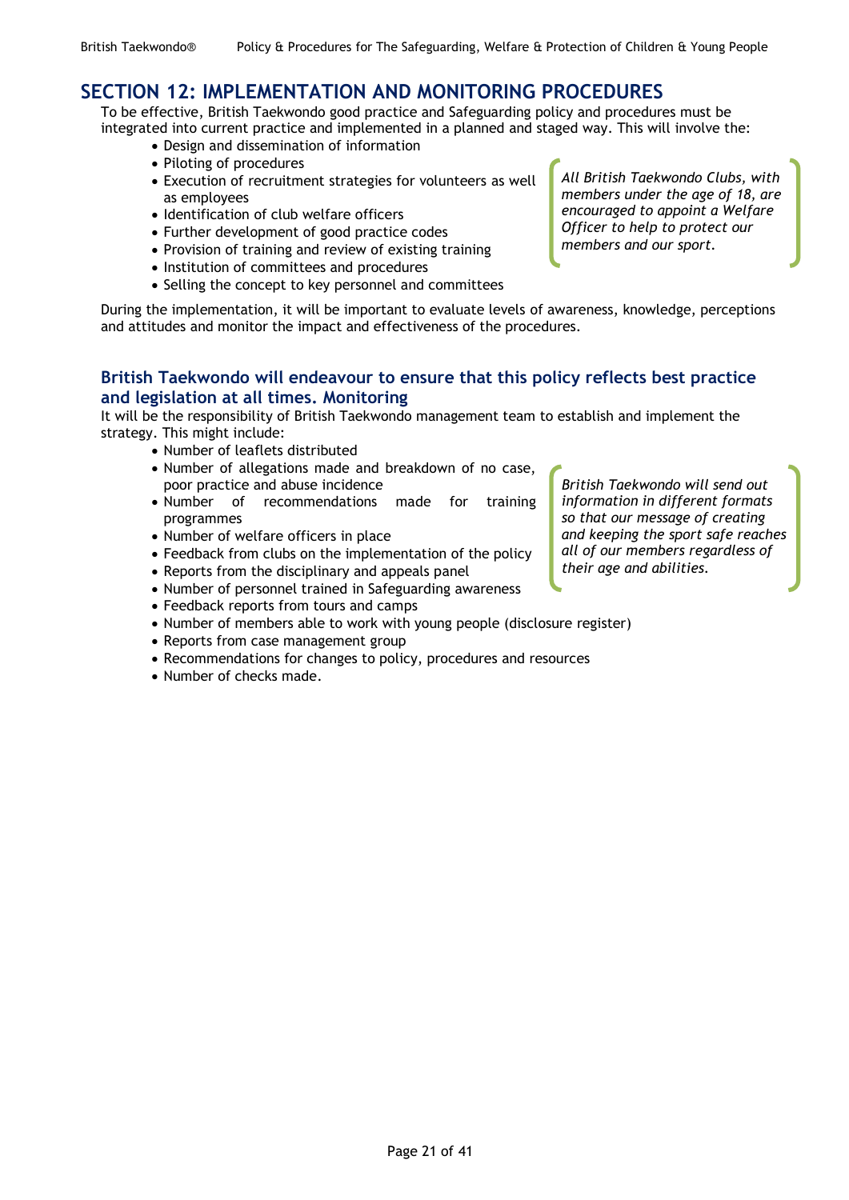## SECTION 12: IMPLEMENTATION AND MONITORING PROCEDURES

To be effective, British Taekwondo good practice and Safeguarding policy and procedures must be integrated into current practice and implemented in a planned and staged way. This will involve the:

- Design and dissemination of information
- Piloting of procedures
- Execution of recruitment strategies for volunteers as well as employees
- Identification of club welfare officers
- Further development of good practice codes
- Provision of training and review of existing training
- Institution of committees and procedures
- Selling the concept to key personnel and committees

*All British Taekwondo Clubs, with members under the age of 18, are encouraged to appoint a Welfare Officer to help to protect our members and our sport.*

During the implementation, it will be important to evaluate levels of awareness, knowledge, perceptions and attitudes and monitor the impact and effectiveness of the procedures.

### British Taekwondo will endeavour to ensure that this policy reflects best practice and legislation at all times. Monitoring

It will be the responsibility of British Taekwondo management team to establish and implement the strategy. This might include:

- Number of leaflets distributed
- Number of allegations made and breakdown of no case, poor practice and abuse incidence
- Number of recommendations made for training programmes
- Number of welfare officers in place
- Feedback from clubs on the implementation of the policy
- Reports from the disciplinary and appeals panel
- Number of personnel trained in Safeguarding awareness
- Feedback reports from tours and camps
- Number of members able to work with young people (disclosure register)
- Reports from case management group
- Recommendations for changes to policy, procedures and resources
- Number of checks made.

*British Taekwondo will send out information in different formats so that our message of creating and keeping the sport safe reaches all of our members regardless of their age and abilities.*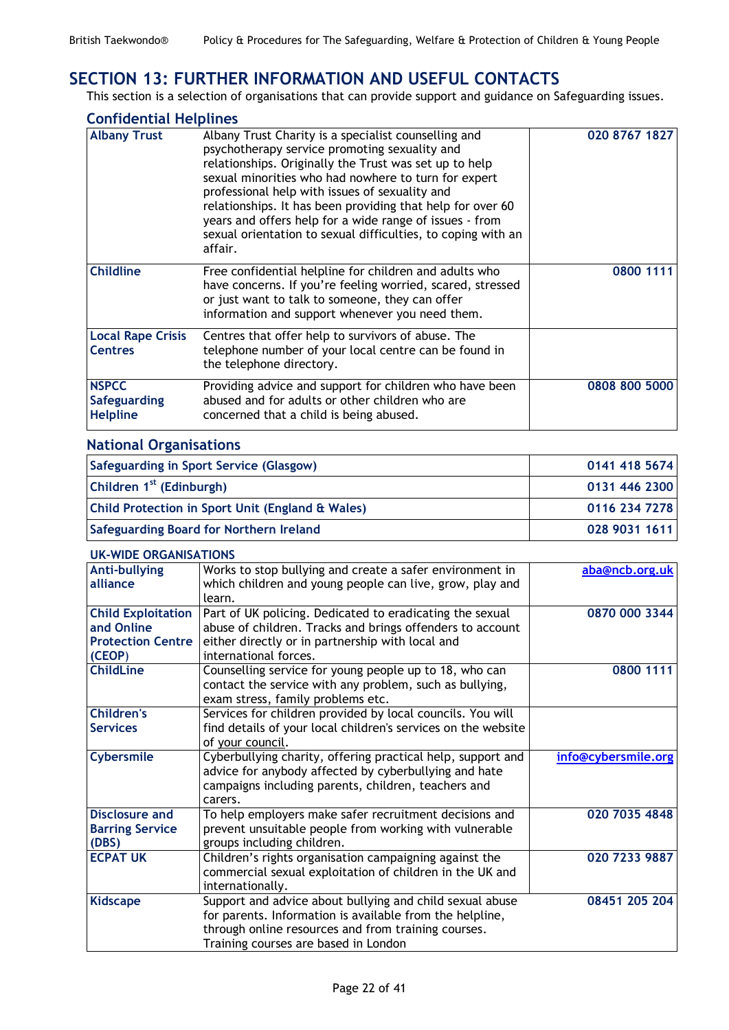# SECTION 13: FURTHER INFORMATION AND USEFUL CONTACTS

This section is a selection of organisations that can provide support and guidance on Safeguarding issues.

## Confidential Helplines

| | | |
|---|---|---|
| **Albany Trust** | Albany Trust Charity is a specialist counselling and psychotherapy service promoting sexuality and relationships. Originally the Trust was set up to help sexual minorities who had nowhere to turn for expert professional help with issues of sexuality and relationships. It has been providing that help for over 60 years and offers help for a wide range of issues - from sexual orientation to sexual difficulties, to coping with an affair. | **020 8767 1827** |
| **Childline** | Free confidential helpline for children and adults who have concerns. If you're feeling worried, scared, stressed or just want to talk to someone, they can offer information and support whenever you need them. | **0800 1111** |
| **Local Rape Crisis Centres** | Centres that offer help to survivors of abuse. The telephone number of your local centre can be found in the telephone directory. | |
| **NSPCC Safeguarding Helpline** | Providing advice and support for children who have been abused and for adults or other children who are concerned that a child is being abused. | **0808 800 5000** |

## National Organisations

| | |
|---|---|
| **Safeguarding in Sport Service (Glasgow)** | **0141 418 5674** |
| **Children 1st (Edinburgh)** | **0131 446 2300** |
| **Child Protection in Sport Unit (England & Wales)** | **0116 234 7278** |
| **Safeguarding Board for Northern Ireland** | **028 9031 1611** |

### UK-WIDE ORGANISATIONS

| | | |
|---|---|---|
| **Anti-bullying alliance** | Works to stop bullying and create a safer environment in which children and young people can live, grow, play and learn. | **aba@ncb.org.uk** |
| **Child Exploitation and Online Protection Centre (CEOP)** | Part of UK policing. Dedicated to eradicating the sexual abuse of children. Tracks and brings offenders to account either directly or in partnership with local and international forces. | **0870 000 3344** |
| **ChildLine** | Counselling service for young people up to 18, who can contact the service with any problem, such as bullying, exam stress, family problems etc. | **0800 1111** |
| **Children's Services** | Services for children provided by local councils. You will find details of your local children's services on the website of your council. | |
| **Cybersmile** | Cyberbullying charity, offering practical help, support and advice for anybody affected by cyberbullying and hate campaigns including parents, children, teachers and carers. | **info@cybersmile.org** |
| **Disclosure and Barring Service (DBS)** | To help employers make safer recruitment decisions and prevent unsuitable people from working with vulnerable groups including children. | **020 7035 4848** |
| **ECPAT UK** | Children's rights organisation campaigning against the commercial sexual exploitation of children in the UK and internationally. | **020 7233 9887** |
| **Kidscape** | Support and advice about bullying and child sexual abuse for parents. Information is available from the helpline, through online resources and from training courses. Training courses are based in London | **08451 205 204** |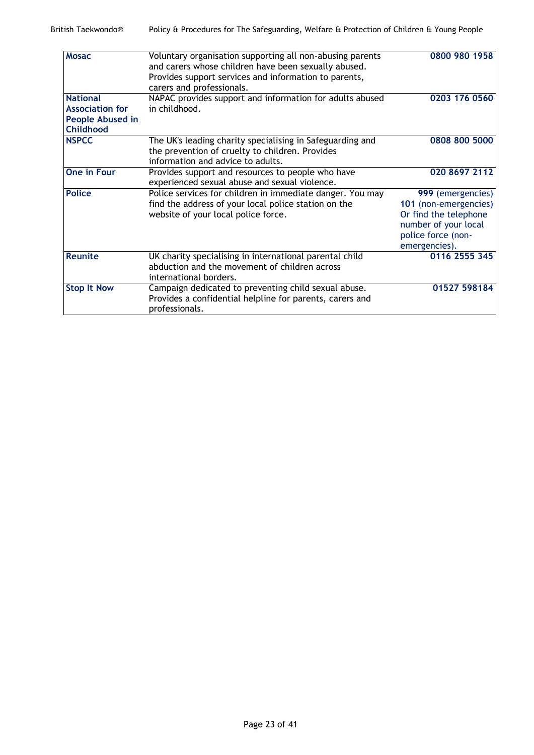| | | |
|---|---|---|
| **Mosac** | Voluntary organisation supporting all non-abusing parents and carers whose children have been sexually abused. Provides support services and information to parents, carers and professionals. | **0800 980 1958** |
| **National Association for People Abused in Childhood** | NAPAC provides support and information for adults abused in childhood. | **0203 176 0560** |
| **NSPCC** | The UK's leading charity specialising in Safeguarding and the prevention of cruelty to children. Provides information and advice to adults. | **0808 800 5000** |
| **One in Four** | Provides support and resources to people who have experienced sexual abuse and sexual violence. | **020 8697 2112** |
| **Police** | Police services for children in immediate danger. You may find the address of your local police station on the website of your local police force. | **999** (emergencies) **101** (non-emergencies) Or find the telephone number of your local police force (non-emergencies). |
| **Reunite** | UK charity specialising in international parental child abduction and the movement of children across international borders. | **0116 2555 345** |
| **Stop It Now** | Campaign dedicated to preventing child sexual abuse. Provides a confidential helpline for parents, carers and professionals. | **01527 598184** |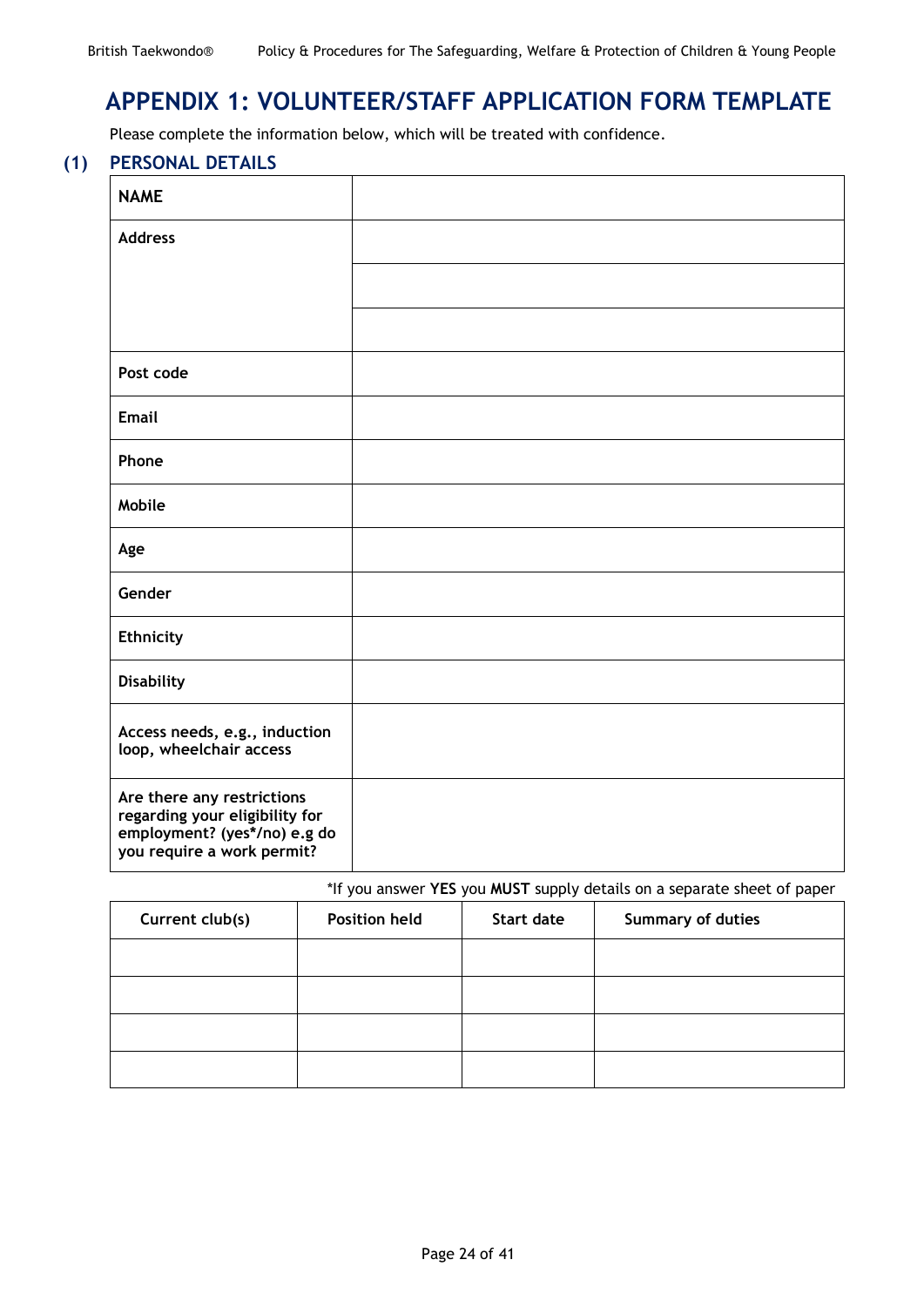# APPENDIX 1: VOLUNTEER/STAFF APPLICATION FORM TEMPLATE

Please complete the information below, which will be treated with confidence.

## (1) PERSONAL DETAILS

| **NAME** | |
|---|---|
| **Address** | |
| | |
| | |
| **Post code** | |
| **Email** | |
| **Phone** | |
| **Mobile** | |
| **Age** | |
| **Gender** | |
| **Ethnicity** | |
| **Disability** | |
| **Access needs, e.g., induction loop, wheelchair access** | |
| **Are there any restrictions regarding your eligibility for employment? (yes*/no) e.g do you require a work permit?** | |

*If you answer **YES** you **MUST** supply details on a separate sheet of paper

| Current club(s) | Position held | Start date | Summary of duties |
|---|---|---|---|
| | | | |
| | | | |
| | | | |
| | | | |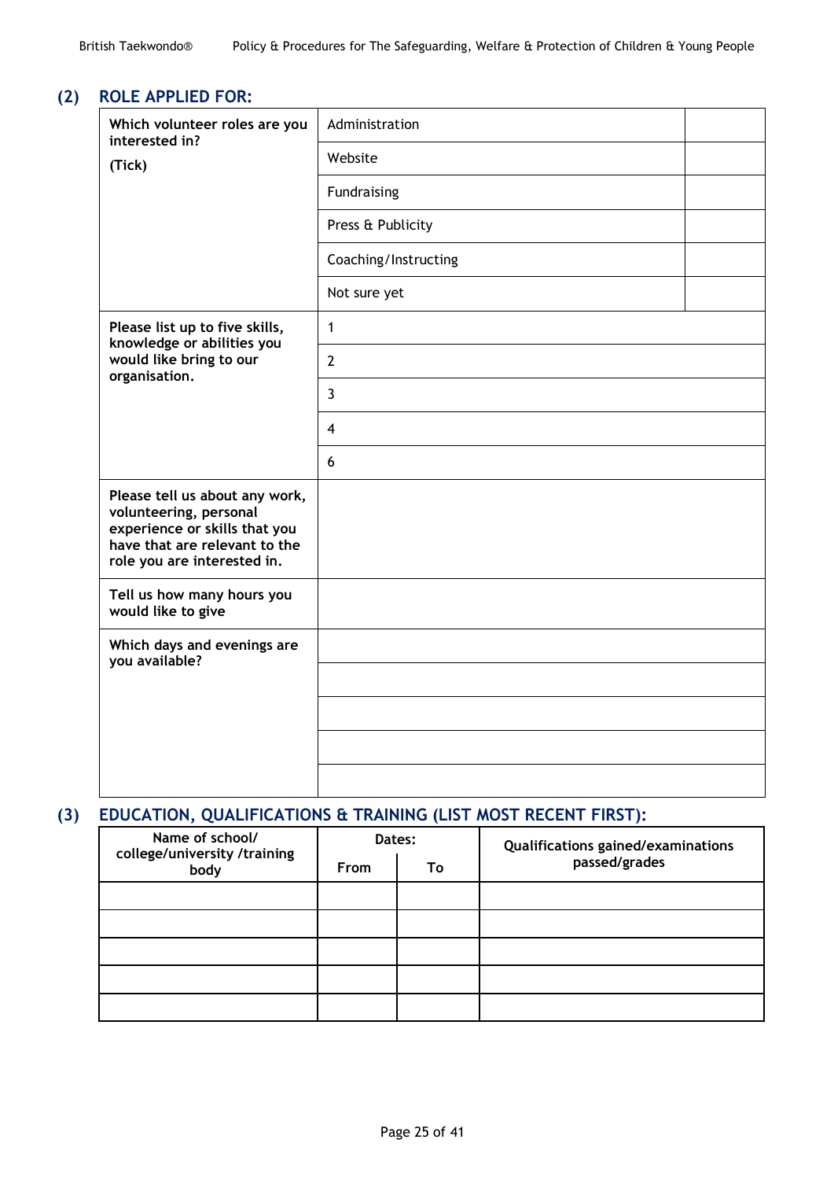## (2) ROLE APPLIED FOR:

| | | |
|---|---|---|
| **Which volunteer roles are you interested in?**<br>**(Tick)** | Administration | |
| | Website | |
| | Fundraising | |
| | Press & Publicity | |
| | Coaching/Instructing | |
| | Not sure yet | |
| **Please list up to five skills, knowledge or abilities you would like bring to our organisation.** | 1 | |
| | 2 | |
| | 3 | |
| | 4 | |
| | 6 | |
| **Please tell us about any work, volunteering, personal experience or skills that you have that are relevant to the role you are interested in.** | | |
| **Tell us how many hours you would like to give** | | |
| **Which days and evenings are you available?** | | |
| | | |
| | | |
| | | |
| | | |

## (3) EDUCATION, QUALIFICATIONS & TRAINING (LIST MOST RECENT FIRST):

| Name of school/ college/university /training body | Dates: | | Qualifications gained/examinations passed/grades |
|---|---|---|---|
| | From | To | |
| | | | |
| | | | |
| | | | |
| | | | |
| | | | |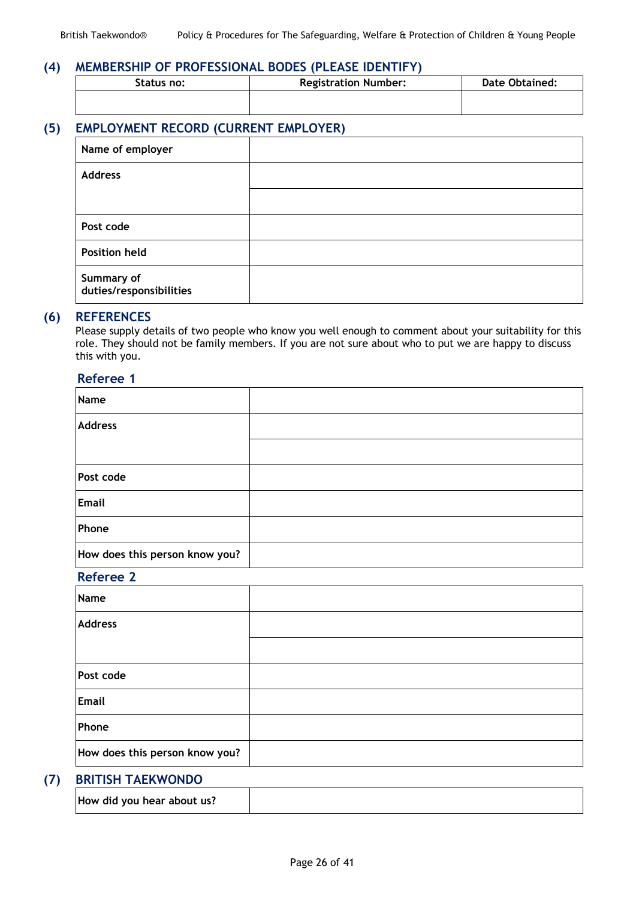## (4) MEMBERSHIP OF PROFESSIONAL BODES (PLEASE IDENTIFY)

| Status no: | Registration Number: | Date Obtained: |
|---|---|---|
| | | |

## (5) EMPLOYMENT RECORD (CURRENT EMPLOYER)

| | |
|---|---|
| **Name of employer** | |
| **Address** | |
| | |
| **Post code** | |
| **Position held** | |
| **Summary of duties/responsibilities** | |

## (6) REFERENCES

Please supply details of two people who know you well enough to comment about your suitability for this role. They should not be family members. If you are not sure about who to put we are happy to discuss this with you.

### Referee 1

| | |
|---|---|
| **Name** | |
| **Address** | |
| | |
| **Post code** | |
| **Email** | |
| **Phone** | |
| **How does this person know you?** | |

### Referee 2

| | |
|---|---|
| **Name** | |
| **Address** | |
| | |
| **Post code** | |
| **Email** | |
| **Phone** | |
| **How does this person know you?** | |

## (7) BRITISH TAEKWONDO

| | |
|---|---|
| **How did you hear about us?** | |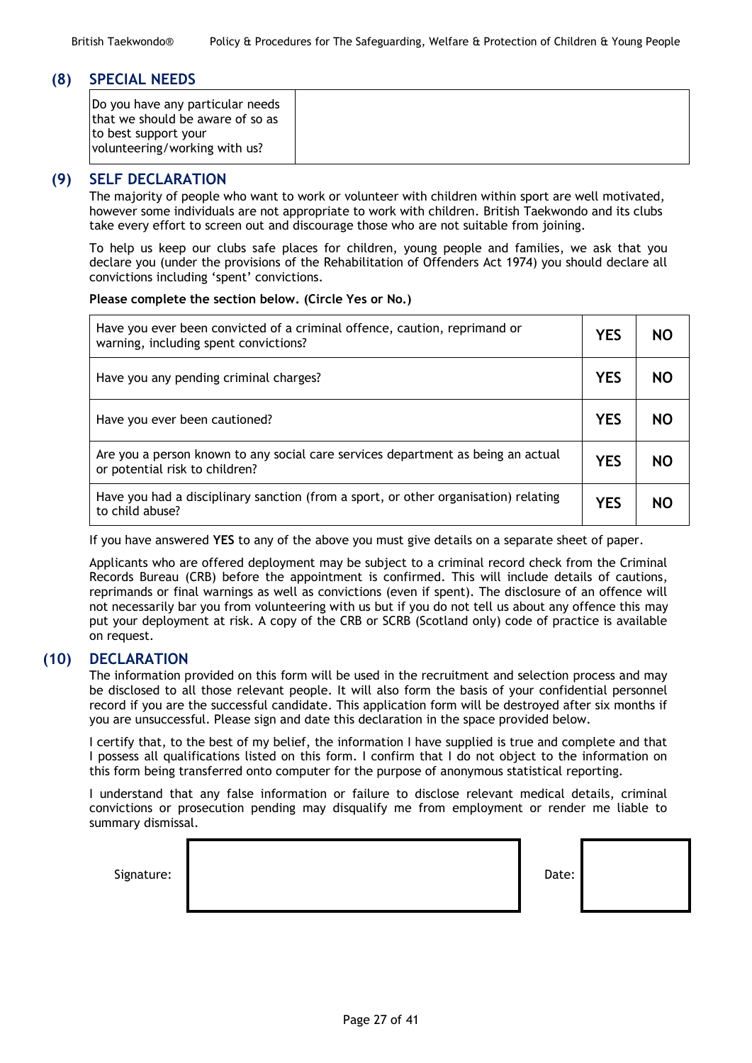## (8) SPECIAL NEEDS

| Do you have any particular needs that we should be aware of so as to best support your volunteering/working with us? | |
|---|---|

## (9) SELF DECLARATION

The majority of people who want to work or volunteer with children within sport are well motivated, however some individuals are not appropriate to work with children. British Taekwondo and its clubs take every effort to screen out and discourage those who are not suitable from joining.

To help us keep our clubs safe places for children, young people and families, we ask that you declare you (under the provisions of the Rehabilitation of Offenders Act 1974) you should declare all convictions including 'spent' convictions.

**Please complete the section below. (Circle Yes or No.)**

| | | |
|---|---|---|
| Have you ever been convicted of a criminal offence, caution, reprimand or warning, including spent convictions? | **YES** | **NO** |
| Have you any pending criminal charges? | **YES** | **NO** |
| Have you ever been cautioned? | **YES** | **NO** |
| Are you a person known to any social care services department as being an actual or potential risk to children? | **YES** | **NO** |
| Have you had a disciplinary sanction (from a sport, or other organisation) relating to child abuse? | **YES** | **NO** |

If you have answered **YES** to any of the above you must give details on a separate sheet of paper.

Applicants who are offered deployment may be subject to a criminal record check from the Criminal Records Bureau (CRB) before the appointment is confirmed. This will include details of cautions, reprimands or final warnings as well as convictions (even if spent). The disclosure of an offence will not necessarily bar you from volunteering with us but if you do not tell us about any offence this may put your deployment at risk. A copy of the CRB or SCRB (Scotland only) code of practice is available on request.

## (10) DECLARATION

The information provided on this form will be used in the recruitment and selection process and may be disclosed to all those relevant people. It will also form the basis of your confidential personnel record if you are the successful candidate. This application form will be destroyed after six months if you are unsuccessful. Please sign and date this declaration in the space provided below.

I certify that, to the best of my belief, the information I have supplied is true and complete and that I possess all qualifications listed on this form. I confirm that I do not object to the information on this form being transferred onto computer for the purpose of anonymous statistical reporting.

I understand that any false information or failure to disclose relevant medical details, criminal convictions or prosecution pending may disqualify me from employment or render me liable to summary dismissal.

| Signature: | | Date: | |
|---|---|---|---|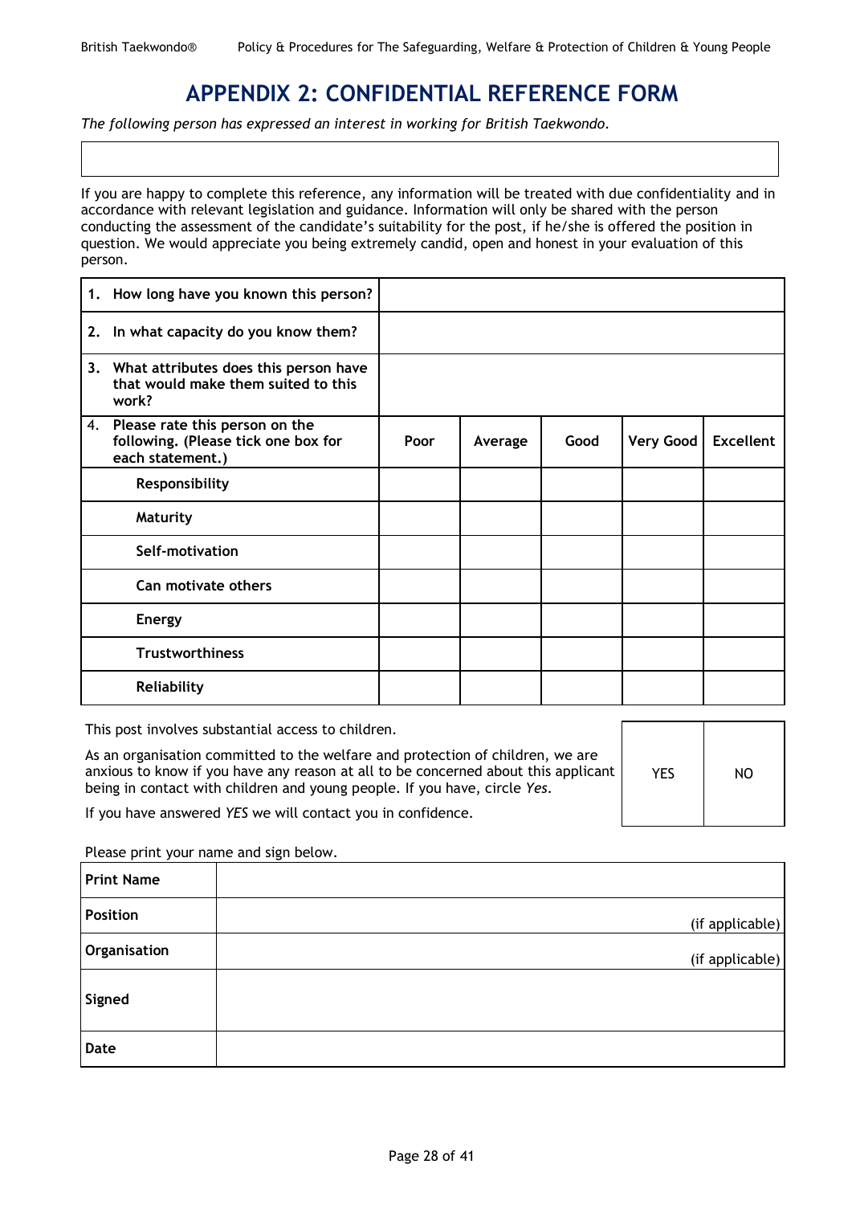# APPENDIX 2: CONFIDENTIAL REFERENCE FORM

*The following person has expressed an interest in working for British Taekwondo.*

| |
|---|
| |

If you are happy to complete this reference, any information will be treated with due confidentiality and in accordance with relevant legislation and guidance. Information will only be shared with the person conducting the assessment of the candidate's suitability for the post, if he/she is offered the position in question. We would appreciate you being extremely candid, open and honest in your evaluation of this person.

| | | | | | |
|---|---|---|---|---|---|
| **1. How long have you known this person?** | | | | | |
| **2. In what capacity do you know them?** | | | | | |
| **3. What attributes does this person have that would make them suited to this work?** | | | | | |
| 4. **Please rate this person on the following. (Please tick one box for each statement.)** | **Poor** | **Average** | **Good** | **Very Good** | **Excellent** |
| **Responsibility** | | | | | |
| **Maturity** | | | | | |
| **Self-motivation** | | | | | |
| **Can motivate others** | | | | | |
| **Energy** | | | | | |
| **Trustworthiness** | | | | | |
| **Reliability** | | | | | |

This post involves substantial access to children.

As an organisation committed to the welfare and protection of children, we are anxious to know if you have any reason at all to be concerned about this applicant being in contact with children and young people. If you have, circle *Yes*.

If you have answered *YES* we will contact you in confidence.

| YES | NO |
|---|---|

Please print your name and sign below.

| | |
|---|---|
| **Print Name** | |
| **Position** | (if applicable) |
| **Organisation** | (if applicable) |
| **Signed** | |
| **Date** | |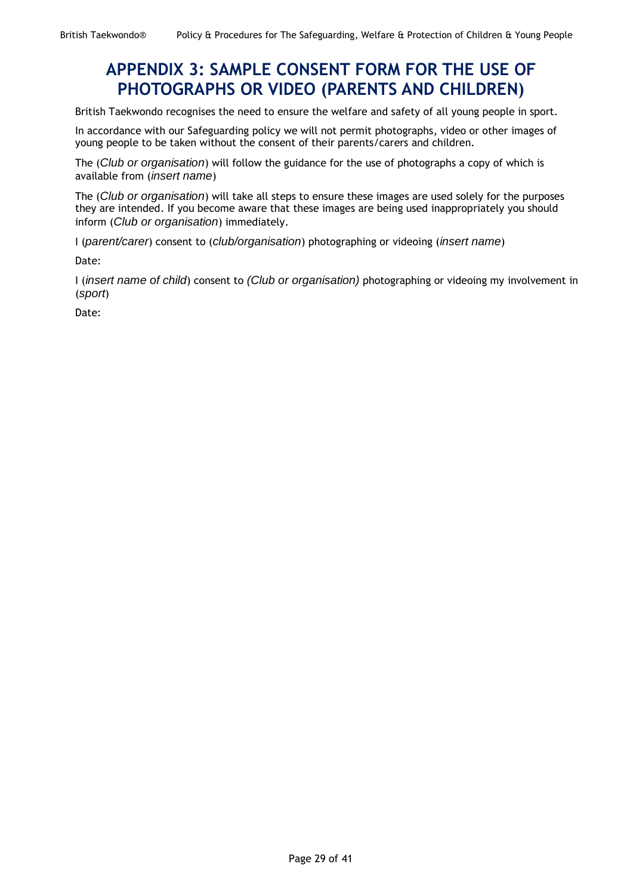# APPENDIX 3: SAMPLE CONSENT FORM FOR THE USE OF PHOTOGRAPHS OR VIDEO (PARENTS AND CHILDREN)

British Taekwondo recognises the need to ensure the welfare and safety of all young people in sport.

In accordance with our Safeguarding policy we will not permit photographs, video or other images of young people to be taken without the consent of their parents/carers and children.

The (*Club or organisation*) will follow the guidance for the use of photographs a copy of which is available from (*insert name*)

The (*Club or organisation*) will take all steps to ensure these images are used solely for the purposes they are intended. If you become aware that these images are being used inappropriately you should inform (*Club or organisation*) immediately.

I (*parent/carer*) consent to (*club/organisation*) photographing or videoing (*insert name*)

Date:

I (*insert name of child*) consent to *(Club or organisation)* photographing or videoing my involvement in (*sport*)

Date: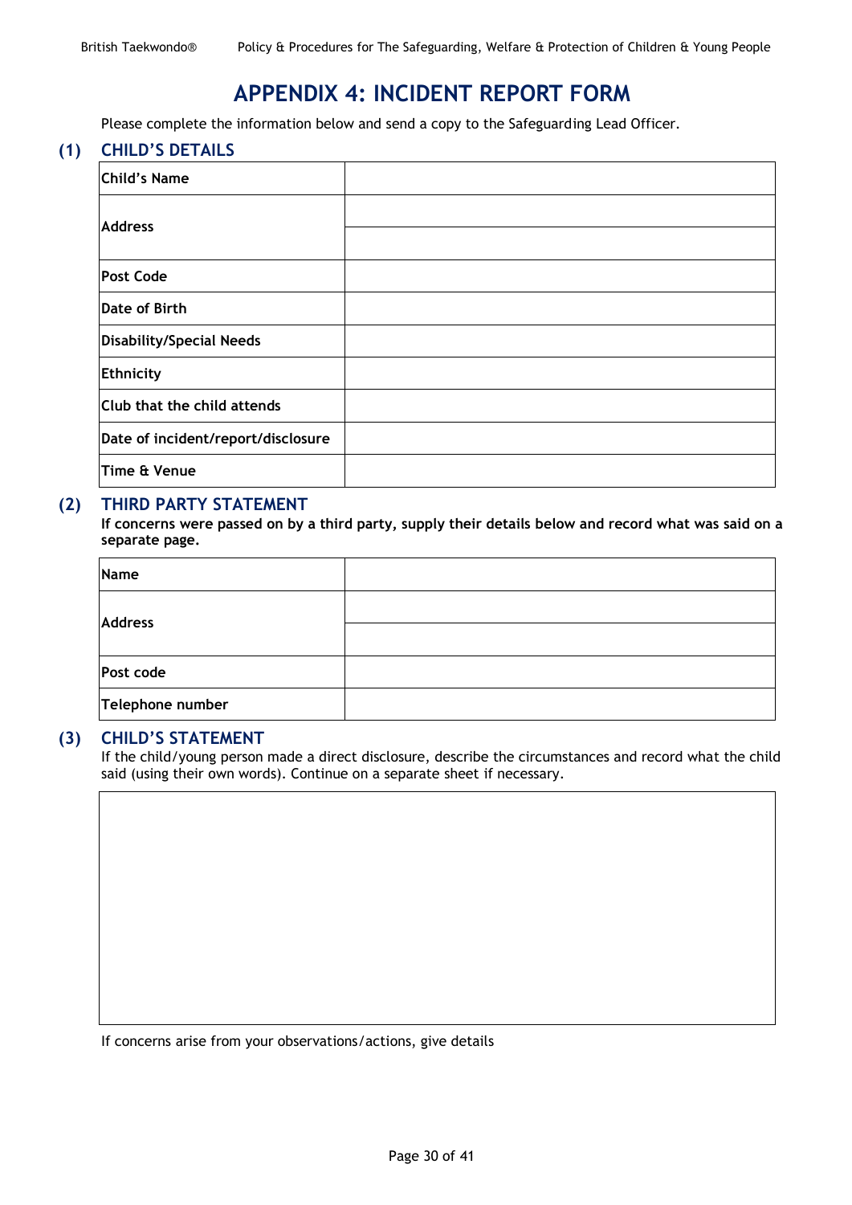# APPENDIX 4: INCIDENT REPORT FORM

Please complete the information below and send a copy to the Safeguarding Lead Officer.

## (1) CHILD'S DETAILS

| Child's Name | |
|---|---|
| Address | |
| | |
| Post Code | |
| Date of Birth | |
| Disability/Special Needs | |
| Ethnicity | |
| Club that the child attends | |
| Date of incident/report/disclosure | |
| Time & Venue | |

## (2) THIRD PARTY STATEMENT

**If concerns were passed on by a third party, supply their details below and record what was said on a separate page.**

| Name | |
|---|---|
| Address | |
| | |
| Post code | |
| Telephone number | |

## (3) CHILD'S STATEMENT

If the child/young person made a direct disclosure, describe the circumstances and record what the child said (using their own words). Continue on a separate sheet if necessary.

| |
|---|
| |

If concerns arise from your observations/actions, give details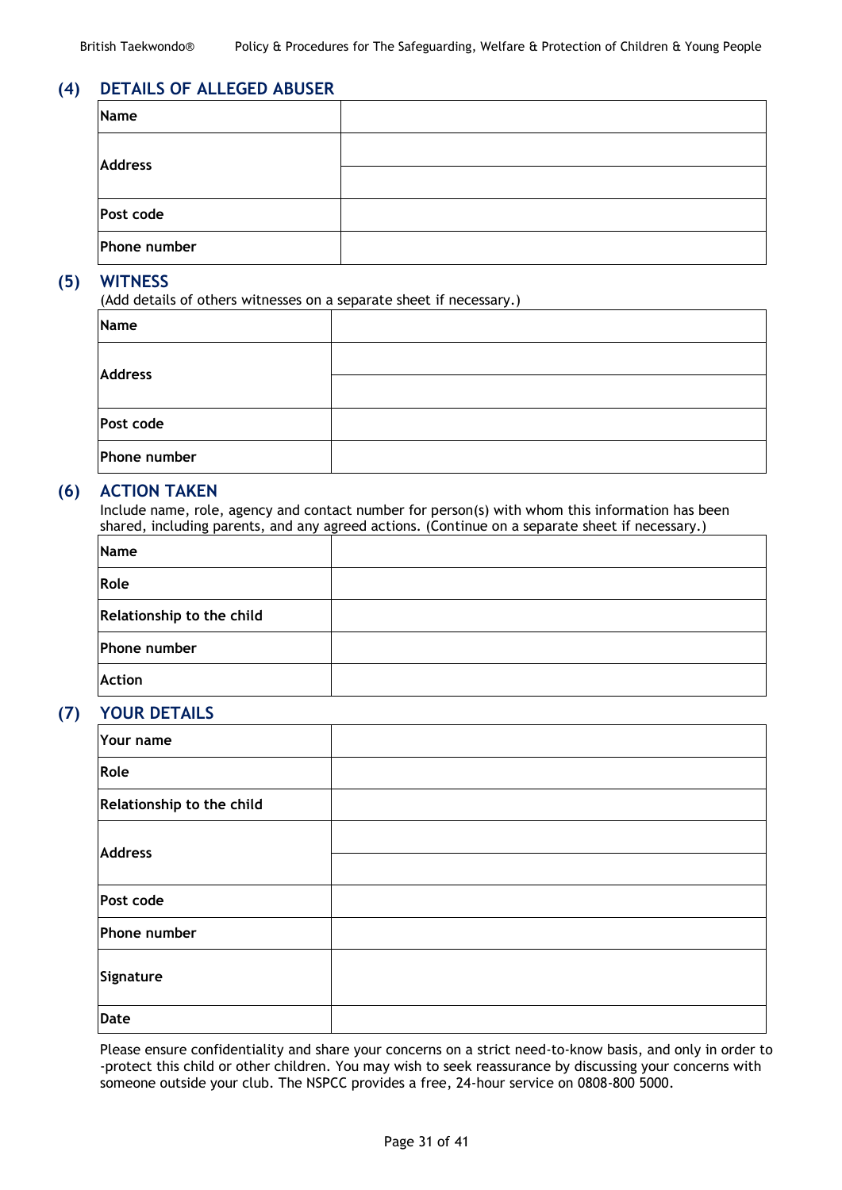## (4) DETAILS OF ALLEGED ABUSER

| Name | |
|---|---|
| Address | |
| | |
| Post code | |
| Phone number | |

## (5) WITNESS

(Add details of others witnesses on a separate sheet if necessary.)

| Name | |
|---|---|
| Address | |
| | |
| Post code | |
| Phone number | |

## (6) ACTION TAKEN

Include name, role, agency and contact number for person(s) with whom this information has been shared, including parents, and any agreed actions. (Continue on a separate sheet if necessary.)

| Name | |
|---|---|
| Role | |
| Relationship to the child | |
| Phone number | |
| Action | |

## (7) YOUR DETAILS

| Your name | |
|---|---|
| Role | |
| Relationship to the child | |
| Address | |
| | |
| Post code | |
| Phone number | |
| Signature | |
| Date | |

Please ensure confidentiality and share your concerns on a strict need-to-know basis, and only in order to -protect this child or other children. You may wish to seek reassurance by discussing your concerns with someone outside your club. The NSPCC provides a free, 24-hour service on 0808-800 5000.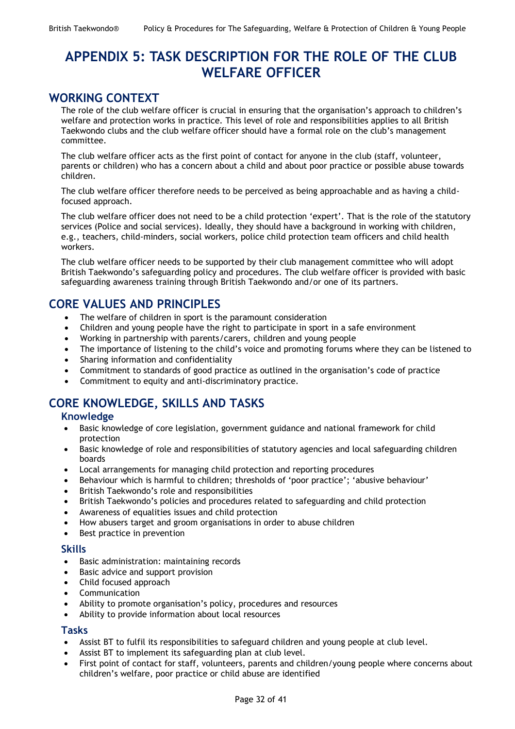# APPENDIX 5: TASK DESCRIPTION FOR THE ROLE OF THE CLUB WELFARE OFFICER

## WORKING CONTEXT

The role of the club welfare officer is crucial in ensuring that the organisation's approach to children's welfare and protection works in practice. This level of role and responsibilities applies to all British Taekwondo clubs and the club welfare officer should have a formal role on the club's management committee.

The club welfare officer acts as the first point of contact for anyone in the club (staff, volunteer, parents or children) who has a concern about a child and about poor practice or possible abuse towards children.

The club welfare officer therefore needs to be perceived as being approachable and as having a child-focused approach.

The club welfare officer does not need to be a child protection 'expert'. That is the role of the statutory services (Police and social services). Ideally, they should have a background in working with children, e.g., teachers, child-minders, social workers, police child protection team officers and child health workers.

The club welfare officer needs to be supported by their club management committee who will adopt British Taekwondo's safeguarding policy and procedures. The club welfare officer is provided with basic safeguarding awareness training through British Taekwondo and/or one of its partners.

## CORE VALUES AND PRINCIPLES

- The welfare of children in sport is the paramount consideration
- Children and young people have the right to participate in sport in a safe environment
- Working in partnership with parents/carers, children and young people
- The importance of listening to the child's voice and promoting forums where they can be listened to
- Sharing information and confidentiality
- Commitment to standards of good practice as outlined in the organisation's code of practice
- Commitment to equity and anti-discriminatory practice.

## CORE KNOWLEDGE, SKILLS AND TASKS

### Knowledge

- Basic knowledge of core legislation, government guidance and national framework for child protection
- Basic knowledge of role and responsibilities of statutory agencies and local safeguarding children boards
- Local arrangements for managing child protection and reporting procedures
- Behaviour which is harmful to children; thresholds of 'poor practice'; 'abusive behaviour'
- British Taekwondo's role and responsibilities
- British Taekwondo's policies and procedures related to safeguarding and child protection
- Awareness of equalities issues and child protection
- How abusers target and groom organisations in order to abuse children
- Best practice in prevention

### Skills

- Basic administration: maintaining records
- Basic advice and support provision
- Child focused approach
- Communication
- Ability to promote organisation's policy, procedures and resources
- Ability to provide information about local resources

### Tasks

- Assist BT to fulfil its responsibilities to safeguard children and young people at club level.
- Assist BT to implement its safeguarding plan at club level.
- First point of contact for staff, volunteers, parents and children/young people where concerns about children's welfare, poor practice or child abuse are identified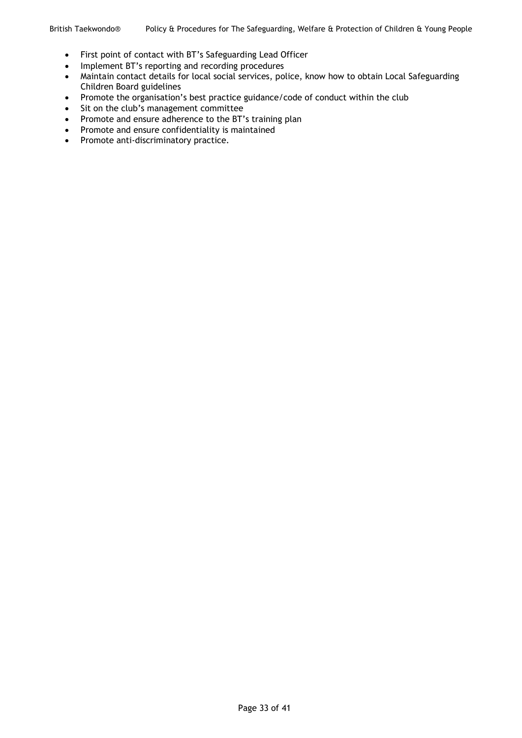- First point of contact with BT's Safeguarding Lead Officer
- Implement BT's reporting and recording procedures
- Maintain contact details for local social services, police, know how to obtain Local Safeguarding Children Board guidelines
- Promote the organisation's best practice guidance/code of conduct within the club
- Sit on the club's management committee
- Promote and ensure adherence to the BT's training plan
- Promote and ensure confidentiality is maintained
- Promote anti-discriminatory practice.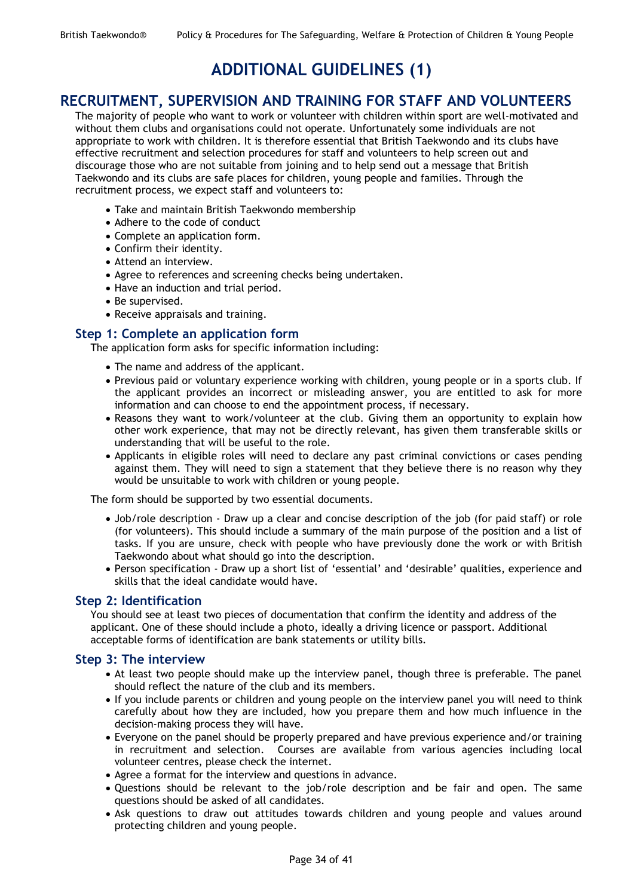# ADDITIONAL GUIDELINES (1)

## RECRUITMENT, SUPERVISION AND TRAINING FOR STAFF AND VOLUNTEERS

The majority of people who want to work or volunteer with children within sport are well-motivated and without them clubs and organisations could not operate. Unfortunately some individuals are not appropriate to work with children. It is therefore essential that British Taekwondo and its clubs have effective recruitment and selection procedures for staff and volunteers to help screen out and discourage those who are not suitable from joining and to help send out a message that British Taekwondo and its clubs are safe places for children, young people and families. Through the recruitment process, we expect staff and volunteers to:

- Take and maintain British Taekwondo membership
- Adhere to the code of conduct
- Complete an application form.
- Confirm their identity.
- Attend an interview.
- Agree to references and screening checks being undertaken.
- Have an induction and trial period.
- Be supervised.
- Receive appraisals and training.

### Step 1: Complete an application form

The application form asks for specific information including:

- The name and address of the applicant.
- Previous paid or voluntary experience working with children, young people or in a sports club. If the applicant provides an incorrect or misleading answer, you are entitled to ask for more information and can choose to end the appointment process, if necessary.
- Reasons they want to work/volunteer at the club. Giving them an opportunity to explain how other work experience, that may not be directly relevant, has given them transferable skills or understanding that will be useful to the role.
- Applicants in eligible roles will need to declare any past criminal convictions or cases pending against them. They will need to sign a statement that they believe there is no reason why they would be unsuitable to work with children or young people.

The form should be supported by two essential documents.

- Job/role description - Draw up a clear and concise description of the job (for paid staff) or role (for volunteers). This should include a summary of the main purpose of the position and a list of tasks. If you are unsure, check with people who have previously done the work or with British Taekwondo about what should go into the description.
- Person specification - Draw up a short list of 'essential' and 'desirable' qualities, experience and skills that the ideal candidate would have.

### Step 2: Identification

You should see at least two pieces of documentation that confirm the identity and address of the applicant. One of these should include a photo, ideally a driving licence or passport. Additional acceptable forms of identification are bank statements or utility bills.

### Step 3: The interview

- At least two people should make up the interview panel, though three is preferable. The panel should reflect the nature of the club and its members.
- If you include parents or children and young people on the interview panel you will need to think carefully about how they are included, how you prepare them and how much influence in the decision-making process they will have.
- Everyone on the panel should be properly prepared and have previous experience and/or training in recruitment and selection. Courses are available from various agencies including local volunteer centres, please check the internet.
- Agree a format for the interview and questions in advance.
- Questions should be relevant to the job/role description and be fair and open. The same questions should be asked of all candidates.
- Ask questions to draw out attitudes towards children and young people and values around protecting children and young people.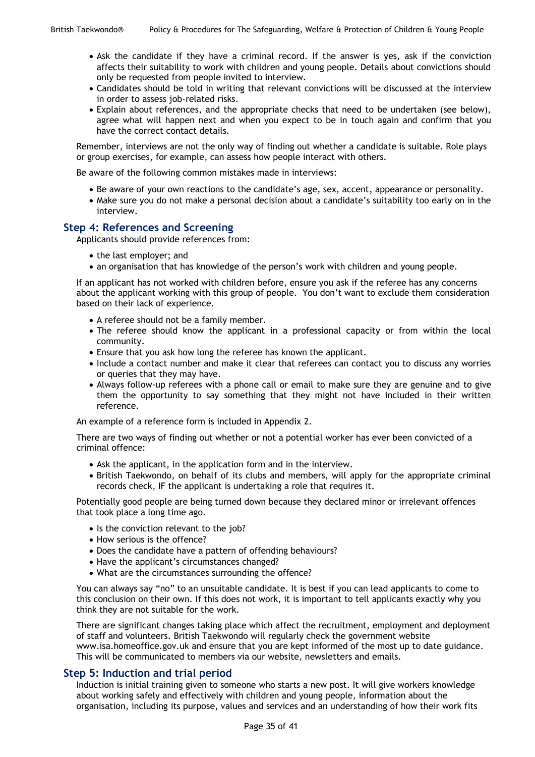- Ask the candidate if they have a criminal record. If the answer is yes, ask if the conviction affects their suitability to work with children and young people. Details about convictions should only be requested from people invited to interview.
- Candidates should be told in writing that relevant convictions will be discussed at the interview in order to assess job-related risks.
- Explain about references, and the appropriate checks that need to be undertaken (see below), agree what will happen next and when you expect to be in touch again and confirm that you have the correct contact details.

Remember, interviews are not the only way of finding out whether a candidate is suitable. Role plays or group exercises, for example, can assess how people interact with others.

Be aware of the following common mistakes made in interviews:

- Be aware of your own reactions to the candidate's age, sex, accent, appearance or personality.
- Make sure you do not make a personal decision about a candidate's suitability too early on in the interview.

## Step 4: References and Screening

Applicants should provide references from:

- the last employer; and
- an organisation that has knowledge of the person's work with children and young people.

If an applicant has not worked with children before, ensure you ask if the referee has any concerns about the applicant working with this group of people. You don't want to exclude them consideration based on their lack of experience.

- A referee should not be a family member.
- The referee should know the applicant in a professional capacity or from within the local community.
- Ensure that you ask how long the referee has known the applicant.
- Include a contact number and make it clear that referees can contact you to discuss any worries or queries that they may have.
- Always follow-up referees with a phone call or email to make sure they are genuine and to give them the opportunity to say something that they might not have included in their written reference.

An example of a reference form is included in Appendix 2.

There are two ways of finding out whether or not a potential worker has ever been convicted of a criminal offence:

- Ask the applicant, in the application form and in the interview.
- British Taekwondo, on behalf of its clubs and members, will apply for the appropriate criminal records check, IF the applicant is undertaking a role that requires it.

Potentially good people are being turned down because they declared minor or irrelevant offences that took place a long time ago.

- Is the conviction relevant to the job?
- How serious is the offence?
- Does the candidate have a pattern of offending behaviours?
- Have the applicant's circumstances changed?
- What are the circumstances surrounding the offence?

You can always say "no" to an unsuitable candidate. It is best if you can lead applicants to come to this conclusion on their own. If this does not work, it is important to tell applicants exactly why you think they are not suitable for the work.

There are significant changes taking place which affect the recruitment, employment and deployment of staff and volunteers. British Taekwondo will regularly check the government website www.isa.homeoffice.gov.uk and ensure that you are kept informed of the most up to date guidance. This will be communicated to members via our website, newsletters and emails.

## Step 5: Induction and trial period

Induction is initial training given to someone who starts a new post. It will give workers knowledge about working safely and effectively with children and young people, information about the organisation, including its purpose, values and services and an understanding of how their work fits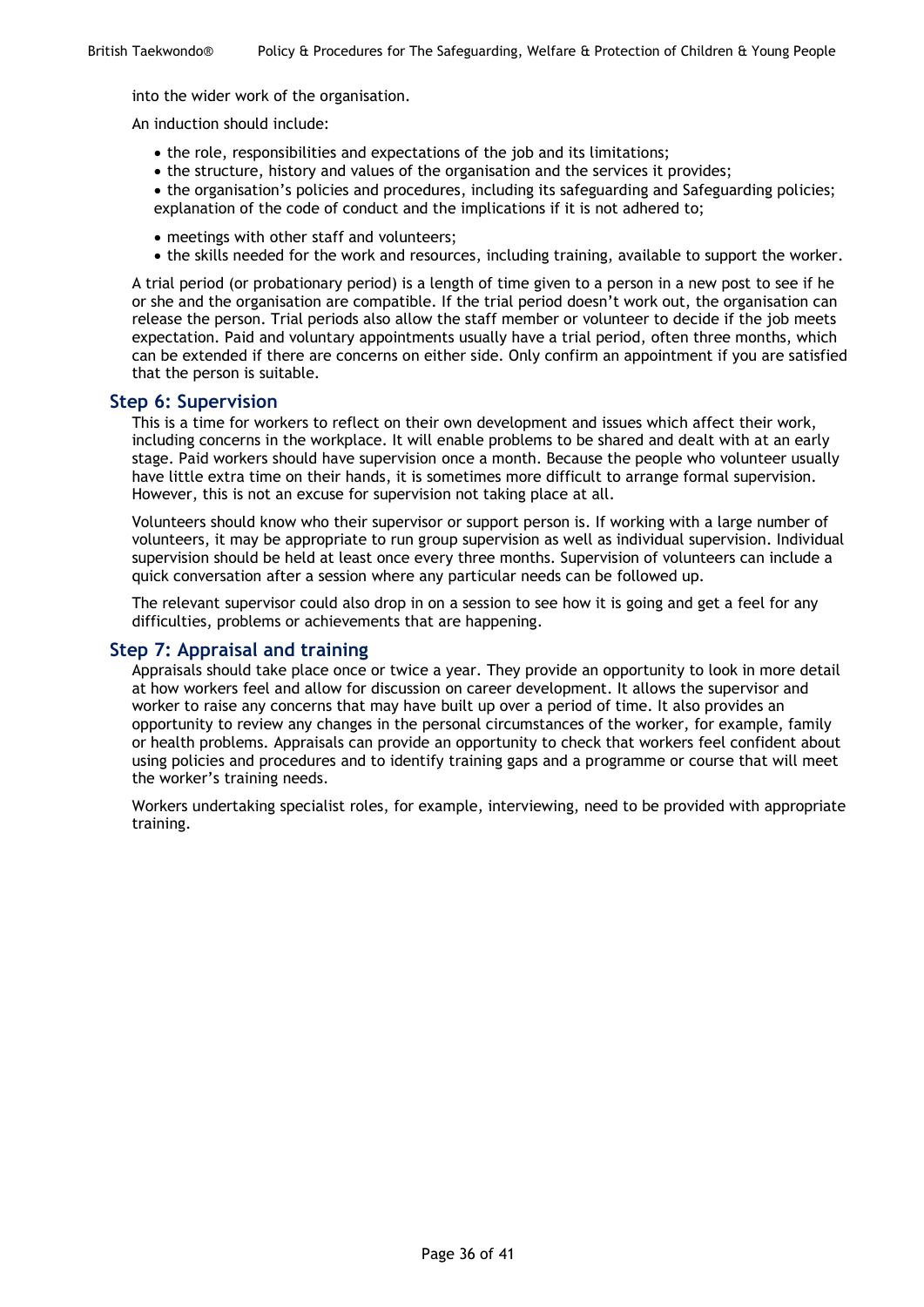into the wider work of the organisation.

An induction should include:

- the role, responsibilities and expectations of the job and its limitations;
- the structure, history and values of the organisation and the services it provides;
- the organisation's policies and procedures, including its safeguarding and Safeguarding policies; explanation of the code of conduct and the implications if it is not adhered to;
- meetings with other staff and volunteers;
- the skills needed for the work and resources, including training, available to support the worker.

A trial period (or probationary period) is a length of time given to a person in a new post to see if he or she and the organisation are compatible. If the trial period doesn't work out, the organisation can release the person. Trial periods also allow the staff member or volunteer to decide if the job meets expectation. Paid and voluntary appointments usually have a trial period, often three months, which can be extended if there are concerns on either side. Only confirm an appointment if you are satisfied that the person is suitable.

## Step 6: Supervision

This is a time for workers to reflect on their own development and issues which affect their work, including concerns in the workplace. It will enable problems to be shared and dealt with at an early stage. Paid workers should have supervision once a month. Because the people who volunteer usually have little extra time on their hands, it is sometimes more difficult to arrange formal supervision. However, this is not an excuse for supervision not taking place at all.

Volunteers should know who their supervisor or support person is. If working with a large number of volunteers, it may be appropriate to run group supervision as well as individual supervision. Individual supervision should be held at least once every three months. Supervision of volunteers can include a quick conversation after a session where any particular needs can be followed up.

The relevant supervisor could also drop in on a session to see how it is going and get a feel for any difficulties, problems or achievements that are happening.

## Step 7: Appraisal and training

Appraisals should take place once or twice a year. They provide an opportunity to look in more detail at how workers feel and allow for discussion on career development. It allows the supervisor and worker to raise any concerns that may have built up over a period of time. It also provides an opportunity to review any changes in the personal circumstances of the worker, for example, family or health problems. Appraisals can provide an opportunity to check that workers feel confident about using policies and procedures and to identify training gaps and a programme or course that will meet the worker's training needs.

Workers undertaking specialist roles, for example, interviewing, need to be provided with appropriate training.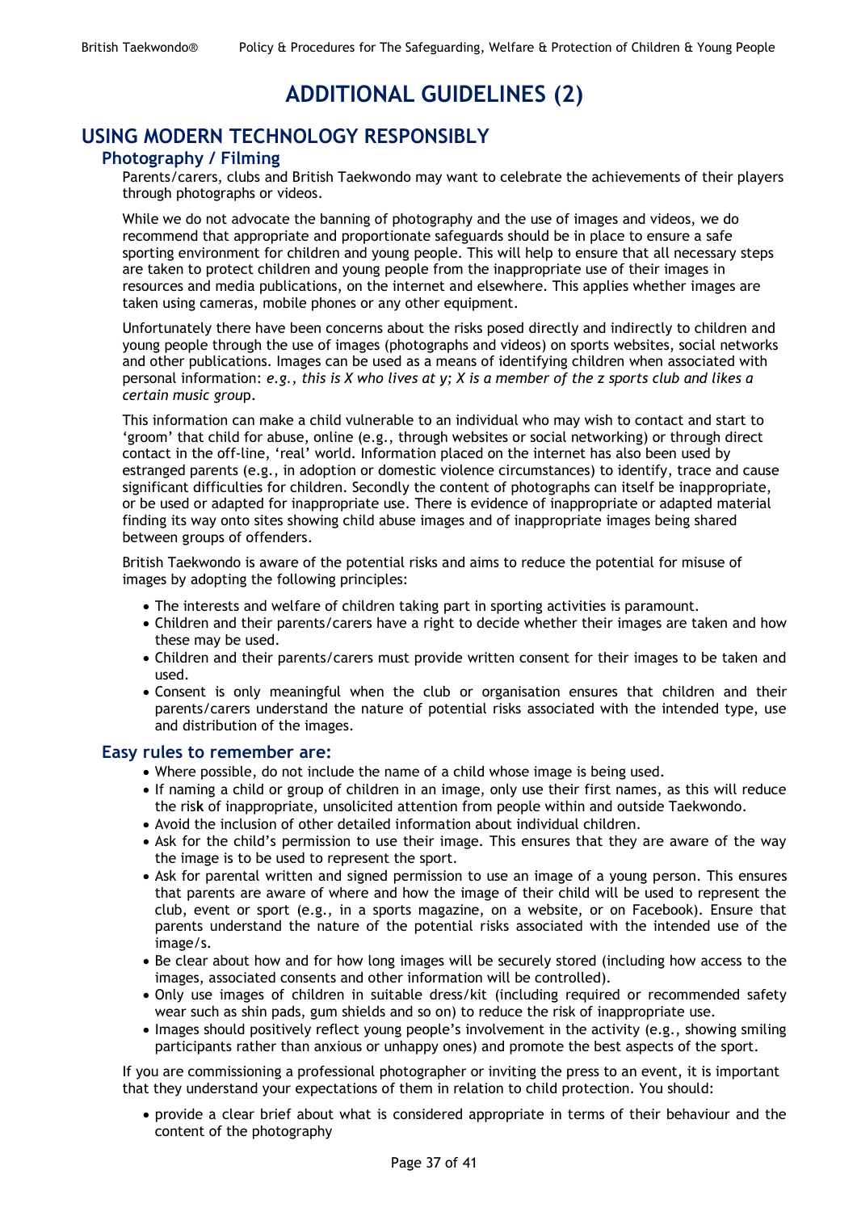# ADDITIONAL GUIDELINES (2)

## USING MODERN TECHNOLOGY RESPONSIBLY

### Photography / Filming

Parents/carers, clubs and British Taekwondo may want to celebrate the achievements of their players through photographs or videos.

While we do not advocate the banning of photography and the use of images and videos, we do recommend that appropriate and proportionate safeguards should be in place to ensure a safe sporting environment for children and young people. This will help to ensure that all necessary steps are taken to protect children and young people from the inappropriate use of their images in resources and media publications, on the internet and elsewhere. This applies whether images are taken using cameras, mobile phones or any other equipment.

Unfortunately there have been concerns about the risks posed directly and indirectly to children and young people through the use of images (photographs and videos) on sports websites, social networks and other publications. Images can be used as a means of identifying children when associated with personal information: *e.g., this is X who lives at y; X is a member of the z sports club and likes a certain music group*.

This information can make a child vulnerable to an individual who may wish to contact and start to 'groom' that child for abuse, online (e.g., through websites or social networking) or through direct contact in the off-line, 'real' world. Information placed on the internet has also been used by estranged parents (e.g., in adoption or domestic violence circumstances) to identify, trace and cause significant difficulties for children. Secondly the content of photographs can itself be inappropriate, or be used or adapted for inappropriate use. There is evidence of inappropriate or adapted material finding its way onto sites showing child abuse images and of inappropriate images being shared between groups of offenders.

British Taekwondo is aware of the potential risks and aims to reduce the potential for misuse of images by adopting the following principles:

- The interests and welfare of children taking part in sporting activities is paramount.
- Children and their parents/carers have a right to decide whether their images are taken and how these may be used.
- Children and their parents/carers must provide written consent for their images to be taken and used.
- Consent is only meaningful when the club or organisation ensures that children and their parents/carers understand the nature of potential risks associated with the intended type, use and distribution of the images.

### Easy rules to remember are:

- Where possible, do not include the name of a child whose image is being used.
- If naming a child or group of children in an image, only use their first names, as this will reduce the risk of inappropriate, unsolicited attention from people within and outside Taekwondo.
- Avoid the inclusion of other detailed information about individual children.
- Ask for the child's permission to use their image. This ensures that they are aware of the way the image is to be used to represent the sport.
- Ask for parental written and signed permission to use an image of a young person. This ensures that parents are aware of where and how the image of their child will be used to represent the club, event or sport (e.g., in a sports magazine, on a website, or on Facebook). Ensure that parents understand the nature of the potential risks associated with the intended use of the image/s.
- Be clear about how and for how long images will be securely stored (including how access to the images, associated consents and other information will be controlled).
- Only use images of children in suitable dress/kit (including required or recommended safety wear such as shin pads, gum shields and so on) to reduce the risk of inappropriate use.
- Images should positively reflect young people's involvement in the activity (e.g., showing smiling participants rather than anxious or unhappy ones) and promote the best aspects of the sport.

If you are commissioning a professional photographer or inviting the press to an event, it is important that they understand your expectations of them in relation to child protection. You should:

- provide a clear brief about what is considered appropriate in terms of their behaviour and the content of the photography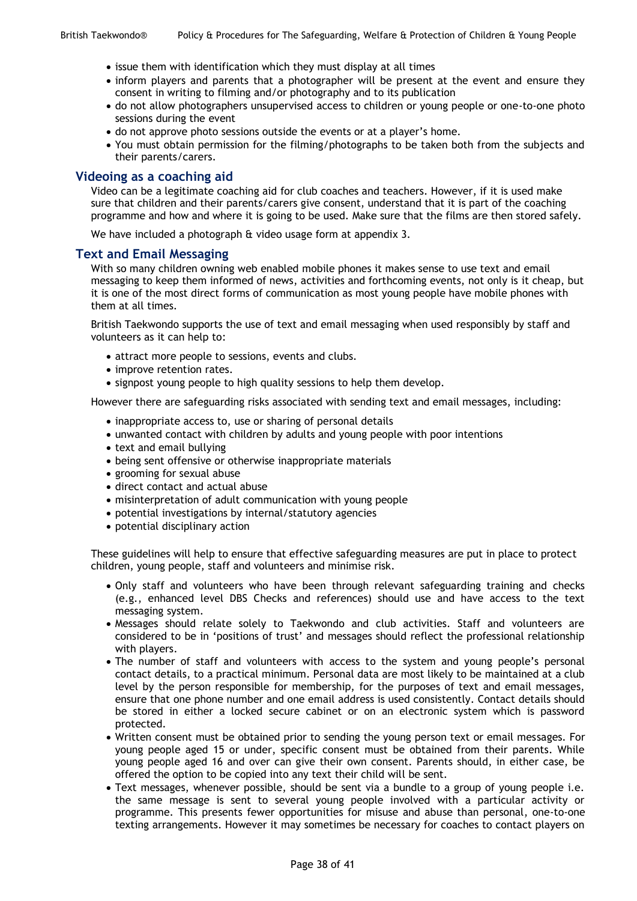- issue them with identification which they must display at all times
- inform players and parents that a photographer will be present at the event and ensure they consent in writing to filming and/or photography and to its publication
- do not allow photographers unsupervised access to children or young people or one-to-one photo sessions during the event
- do not approve photo sessions outside the events or at a player's home.
- You must obtain permission for the filming/photographs to be taken both from the subjects and their parents/carers.

## Videoing as a coaching aid

Video can be a legitimate coaching aid for club coaches and teachers. However, if it is used make sure that children and their parents/carers give consent, understand that it is part of the coaching programme and how and where it is going to be used. Make sure that the films are then stored safely.

We have included a photograph & video usage form at appendix 3.

## Text and Email Messaging

With so many children owning web enabled mobile phones it makes sense to use text and email messaging to keep them informed of news, activities and forthcoming events, not only is it cheap, but it is one of the most direct forms of communication as most young people have mobile phones with them at all times.

British Taekwondo supports the use of text and email messaging when used responsibly by staff and volunteers as it can help to:

- attract more people to sessions, events and clubs.
- improve retention rates.
- signpost young people to high quality sessions to help them develop.

However there are safeguarding risks associated with sending text and email messages, including:

- inappropriate access to, use or sharing of personal details
- unwanted contact with children by adults and young people with poor intentions
- text and email bullying
- being sent offensive or otherwise inappropriate materials
- grooming for sexual abuse
- direct contact and actual abuse
- misinterpretation of adult communication with young people
- potential investigations by internal/statutory agencies
- potential disciplinary action

These guidelines will help to ensure that effective safeguarding measures are put in place to protect children, young people, staff and volunteers and minimise risk.

- Only staff and volunteers who have been through relevant safeguarding training and checks (e.g., enhanced level DBS Checks and references) should use and have access to the text messaging system.
- Messages should relate solely to Taekwondo and club activities. Staff and volunteers are considered to be in 'positions of trust' and messages should reflect the professional relationship with players.
- The number of staff and volunteers with access to the system and young people's personal contact details, to a practical minimum. Personal data are most likely to be maintained at a club level by the person responsible for membership, for the purposes of text and email messages, ensure that one phone number and one email address is used consistently. Contact details should be stored in either a locked secure cabinet or on an electronic system which is password protected.
- Written consent must be obtained prior to sending the young person text or email messages. For young people aged 15 or under, specific consent must be obtained from their parents. While young people aged 16 and over can give their own consent. Parents should, in either case, be offered the option to be copied into any text their child will be sent.
- Text messages, whenever possible, should be sent via a bundle to a group of young people i.e. the same message is sent to several young people involved with a particular activity or programme. This presents fewer opportunities for misuse and abuse than personal, one-to-one texting arrangements. However it may sometimes be necessary for coaches to contact players on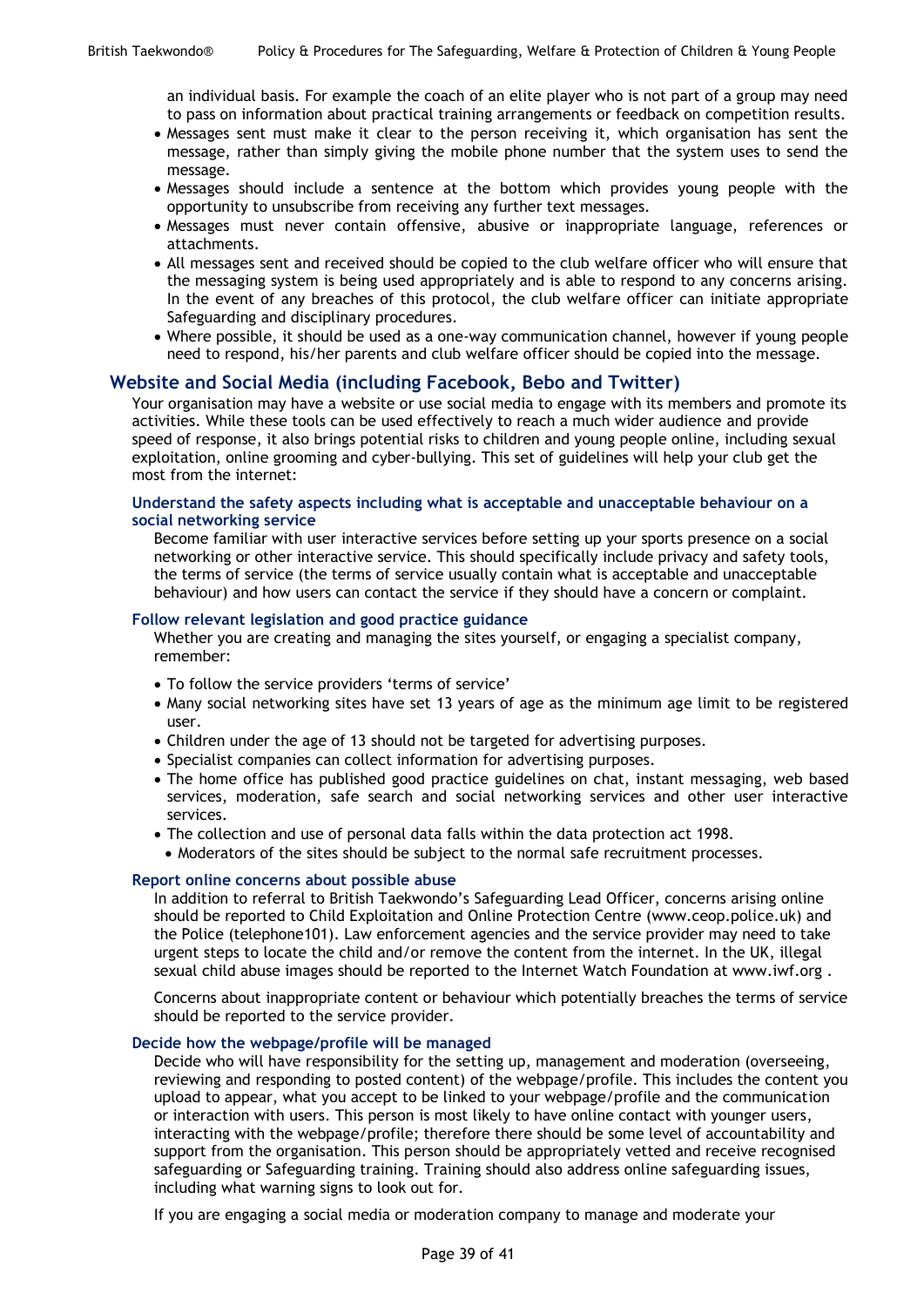an individual basis. For example the coach of an elite player who is not part of a group may need to pass on information about practical training arrangements or feedback on competition results.

- Messages sent must make it clear to the person receiving it, which organisation has sent the message, rather than simply giving the mobile phone number that the system uses to send the message.
- Messages should include a sentence at the bottom which provides young people with the opportunity to unsubscribe from receiving any further text messages.
- Messages must never contain offensive, abusive or inappropriate language, references or attachments.
- All messages sent and received should be copied to the club welfare officer who will ensure that the messaging system is being used appropriately and is able to respond to any concerns arising. In the event of any breaches of this protocol, the club welfare officer can initiate appropriate Safeguarding and disciplinary procedures.
- Where possible, it should be used as a one-way communication channel, however if young people need to respond, his/her parents and club welfare officer should be copied into the message.

## Website and Social Media (including Facebook, Bebo and Twitter)

Your organisation may have a website or use social media to engage with its members and promote its activities. While these tools can be used effectively to reach a much wider audience and provide speed of response, it also brings potential risks to children and young people online, including sexual exploitation, online grooming and cyber-bullying. This set of guidelines will help your club get the most from the internet:

### Understand the safety aspects including what is acceptable and unacceptable behaviour on a social networking service

Become familiar with user interactive services before setting up your sports presence on a social networking or other interactive service. This should specifically include privacy and safety tools, the terms of service (the terms of service usually contain what is acceptable and unacceptable behaviour) and how users can contact the service if they should have a concern or complaint.

### Follow relevant legislation and good practice guidance

Whether you are creating and managing the sites yourself, or engaging a specialist company, remember:

- To follow the service providers 'terms of service'
- Many social networking sites have set 13 years of age as the minimum age limit to be registered user.
- Children under the age of 13 should not be targeted for advertising purposes.
- Specialist companies can collect information for advertising purposes.
- The home office has published good practice guidelines on chat, instant messaging, web based services, moderation, safe search and social networking services and other user interactive services.
- The collection and use of personal data falls within the data protection act 1998.
- Moderators of the sites should be subject to the normal safe recruitment processes.

### Report online concerns about possible abuse

In addition to referral to British Taekwondo's Safeguarding Lead Officer, concerns arising online should be reported to Child Exploitation and Online Protection Centre (www.ceop.police.uk) and the Police (telephone101). Law enforcement agencies and the service provider may need to take urgent steps to locate the child and/or remove the content from the internet. In the UK, illegal sexual child abuse images should be reported to the Internet Watch Foundation at www.iwf.org .

Concerns about inappropriate content or behaviour which potentially breaches the terms of service should be reported to the service provider.

### Decide how the webpage/profile will be managed

Decide who will have responsibility for the setting up, management and moderation (overseeing, reviewing and responding to posted content) of the webpage/profile. This includes the content you upload to appear, what you accept to be linked to your webpage/profile and the communication or interaction with users. This person is most likely to have online contact with younger users, interacting with the webpage/profile; therefore there should be some level of accountability and support from the organisation. This person should be appropriately vetted and receive recognised safeguarding or Safeguarding training. Training should also address online safeguarding issues, including what warning signs to look out for.

If you are engaging a social media or moderation company to manage and moderate your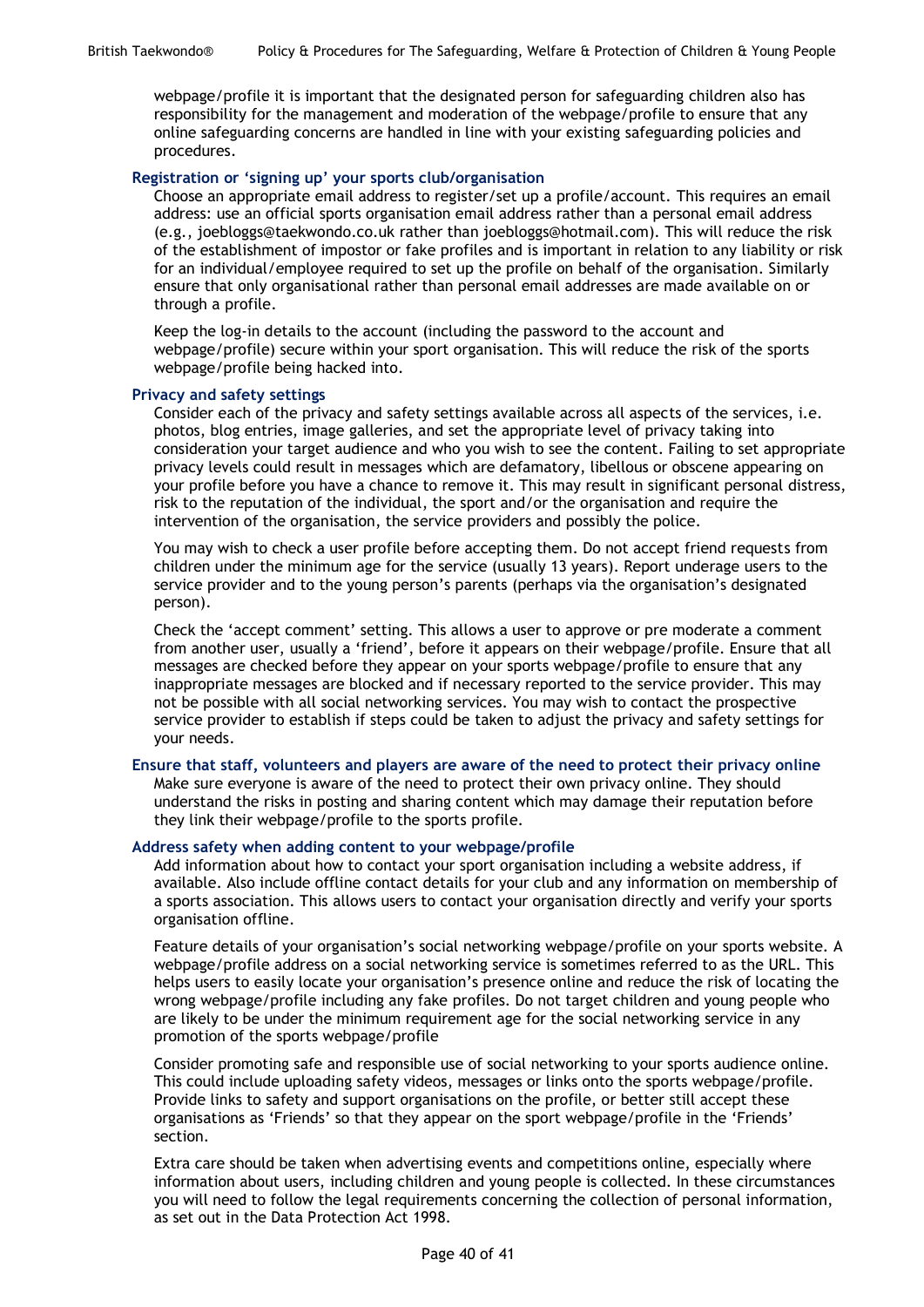webpage/profile it is important that the designated person for safeguarding children also has responsibility for the management and moderation of the webpage/profile to ensure that any online safeguarding concerns are handled in line with your existing safeguarding policies and procedures.

**Registration or 'signing up' your sports club/organisation**

Choose an appropriate email address to register/set up a profile/account. This requires an email address: use an official sports organisation email address rather than a personal email address (e.g., joebloggs@taekwondo.co.uk rather than joebloggs@hotmail.com). This will reduce the risk of the establishment of impostor or fake profiles and is important in relation to any liability or risk for an individual/employee required to set up the profile on behalf of the organisation. Similarly ensure that only organisational rather than personal email addresses are made available on or through a profile.

Keep the log-in details to the account (including the password to the account and webpage/profile) secure within your sport organisation. This will reduce the risk of the sports webpage/profile being hacked into.

**Privacy and safety settings**

Consider each of the privacy and safety settings available across all aspects of the services, i.e. photos, blog entries, image galleries, and set the appropriate level of privacy taking into consideration your target audience and who you wish to see the content. Failing to set appropriate privacy levels could result in messages which are defamatory, libellous or obscene appearing on your profile before you have a chance to remove it. This may result in significant personal distress, risk to the reputation of the individual, the sport and/or the organisation and require the intervention of the organisation, the service providers and possibly the police.

You may wish to check a user profile before accepting them. Do not accept friend requests from children under the minimum age for the service (usually 13 years). Report underage users to the service provider and to the young person's parents (perhaps via the organisation's designated person).

Check the 'accept comment' setting. This allows a user to approve or pre moderate a comment from another user, usually a 'friend', before it appears on their webpage/profile. Ensure that all messages are checked before they appear on your sports webpage/profile to ensure that any inappropriate messages are blocked and if necessary reported to the service provider. This may not be possible with all social networking services. You may wish to contact the prospective service provider to establish if steps could be taken to adjust the privacy and safety settings for your needs.

**Ensure that staff, volunteers and players are aware of the need to protect their privacy online**

Make sure everyone is aware of the need to protect their own privacy online. They should understand the risks in posting and sharing content which may damage their reputation before they link their webpage/profile to the sports profile.

**Address safety when adding content to your webpage/profile**

Add information about how to contact your sport organisation including a website address, if available. Also include offline contact details for your club and any information on membership of a sports association. This allows users to contact your organisation directly and verify your sports organisation offline.

Feature details of your organisation's social networking webpage/profile on your sports website. A webpage/profile address on a social networking service is sometimes referred to as the URL. This helps users to easily locate your organisation's presence online and reduce the risk of locating the wrong webpage/profile including any fake profiles. Do not target children and young people who are likely to be under the minimum requirement age for the social networking service in any promotion of the sports webpage/profile

Consider promoting safe and responsible use of social networking to your sports audience online. This could include uploading safety videos, messages or links onto the sports webpage/profile. Provide links to safety and support organisations on the profile, or better still accept these organisations as 'Friends' so that they appear on the sport webpage/profile in the 'Friends' section.

Extra care should be taken when advertising events and competitions online, especially where information about users, including children and young people is collected. In these circumstances you will need to follow the legal requirements concerning the collection of personal information, as set out in the Data Protection Act 1998.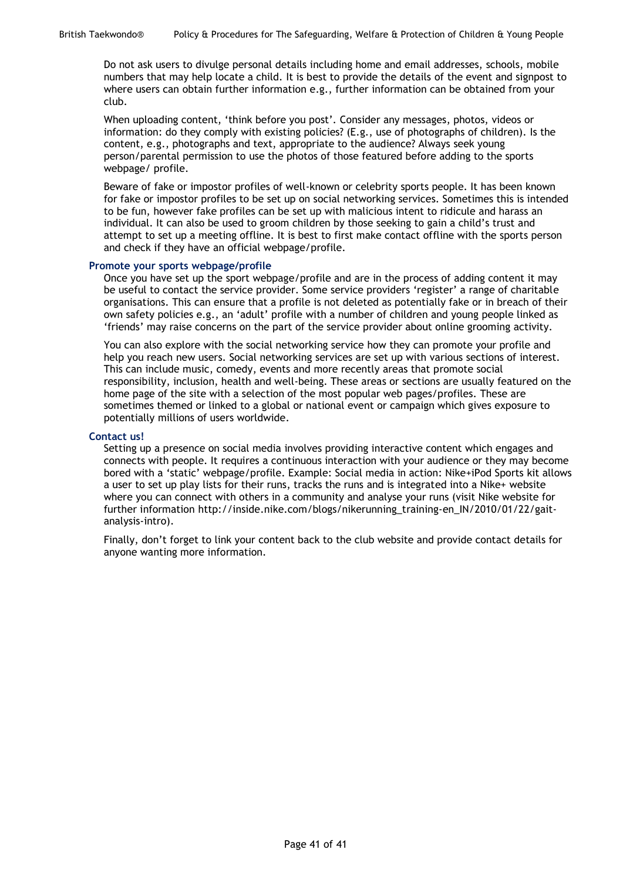Do not ask users to divulge personal details including home and email addresses, schools, mobile numbers that may help locate a child. It is best to provide the details of the event and signpost to where users can obtain further information e.g., further information can be obtained from your club.

When uploading content, 'think before you post'. Consider any messages, photos, videos or information: do they comply with existing policies? (E.g., use of photographs of children). Is the content, e.g., photographs and text, appropriate to the audience? Always seek young person/parental permission to use the photos of those featured before adding to the sports webpage/ profile.

Beware of fake or impostor profiles of well-known or celebrity sports people. It has been known for fake or impostor profiles to be set up on social networking services. Sometimes this is intended to be fun, however fake profiles can be set up with malicious intent to ridicule and harass an individual. It can also be used to groom children by those seeking to gain a child's trust and attempt to set up a meeting offline. It is best to first make contact offline with the sports person and check if they have an official webpage/profile.

### Promote your sports webpage/profile

Once you have set up the sport webpage/profile and are in the process of adding content it may be useful to contact the service provider. Some service providers 'register' a range of charitable organisations. This can ensure that a profile is not deleted as potentially fake or in breach of their own safety policies e.g., an 'adult' profile with a number of children and young people linked as 'friends' may raise concerns on the part of the service provider about online grooming activity.

You can also explore with the social networking service how they can promote your profile and help you reach new users. Social networking services are set up with various sections of interest. This can include music, comedy, events and more recently areas that promote social responsibility, inclusion, health and well-being. These areas or sections are usually featured on the home page of the site with a selection of the most popular web pages/profiles. These are sometimes themed or linked to a global or national event or campaign which gives exposure to potentially millions of users worldwide.

### Contact us!

Setting up a presence on social media involves providing interactive content which engages and connects with people. It requires a continuous interaction with your audience or they may become bored with a 'static' webpage/profile. Example: Social media in action: Nike+iPod Sports kit allows a user to set up play lists for their runs, tracks the runs and is integrated into a Nike+ website where you can connect with others in a community and analyse your runs (visit Nike website for further information http://inside.nike.com/blogs/nikerunning_training-en_IN/2010/01/22/gait-analysis-intro).

Finally, don't forget to link your content back to the club website and provide contact details for anyone wanting more information.